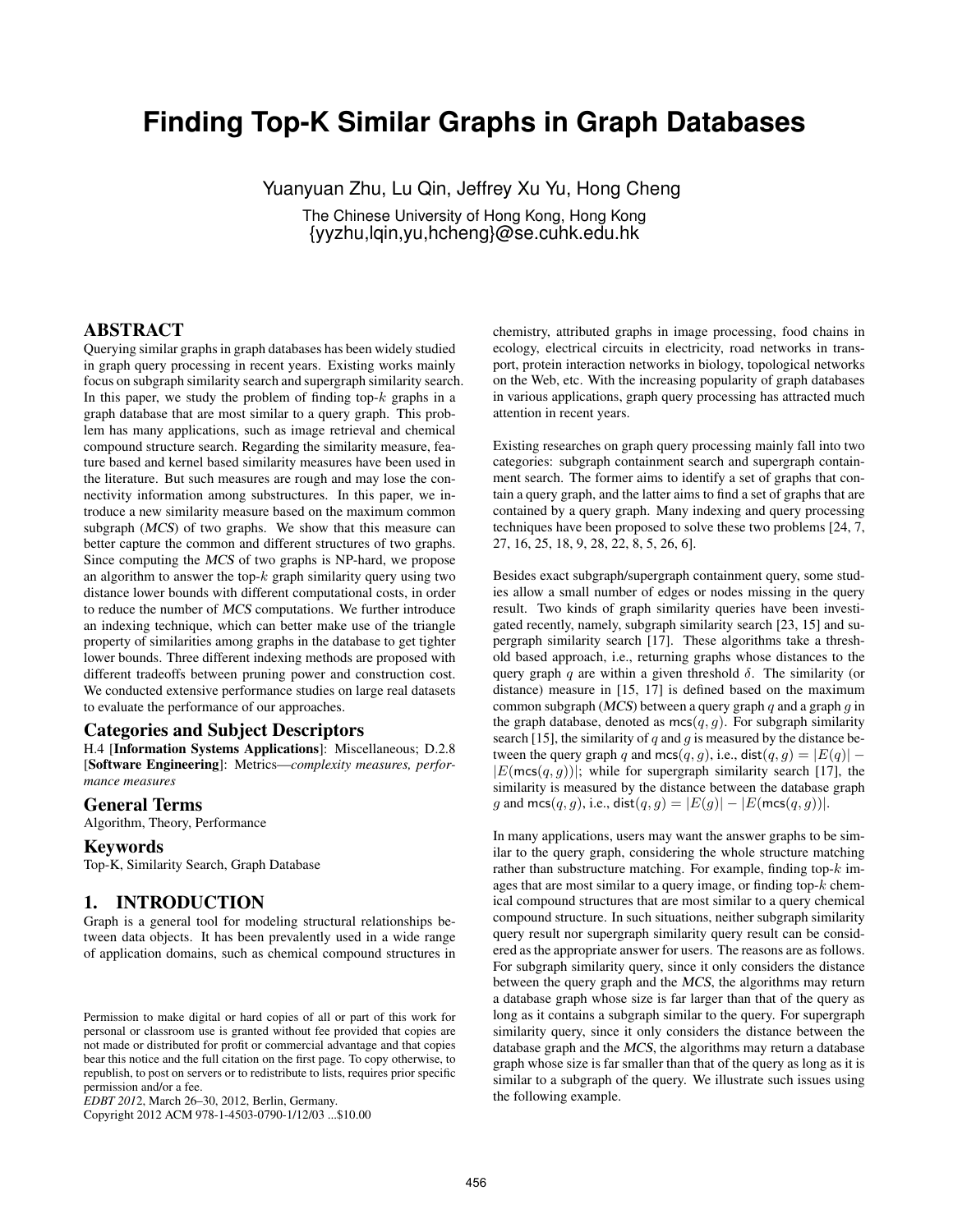# Finding Top-K Similar Graphs in Graph Databases

Yuanyuan Zhu, Lu Qin, Jeffrey Xu Yu, Hong Cheng

The Chinese University of Hong Kong, Hong Kong
{yyzhu,lqin,yu,hcheng}@se.cuhk.edu.hk

## ABSTRACT

Querying similar graphs in graph databases has been widely studied in graph query processing in recent years. Existing works mainly focus on subgraph similarity search and supergraph similarity search. In this paper, we study the problem of finding top-$k$ graphs in a graph database that are most similar to a query graph. This problem has many applications, such as image retrieval and chemical compound structure search. Regarding the similarity measure, feature based and kernel based similarity measures have been used in the literature. But such measures are rough and may lose the connectivity information among substructures. In this paper, we introduce a new similarity measure based on the maximum common subgraph (*MCS*) of two graphs. We show that this measure can better capture the common and different structures of two graphs. Since computing the *MCS* of two graphs is NP-hard, we propose an algorithm to answer the top-$k$ graph similarity query using two distance lower bounds with different computational costs, in order to reduce the number of *MCS* computations. We further introduce an indexing technique, which can better make use of the triangle property of similarities among graphs in the database to get tighter lower bounds. Three different indexing methods are proposed with different tradeoffs between pruning power and construction cost. We conducted extensive performance studies on large real datasets to evaluate the performance of our approaches.

### Categories and Subject Descriptors

H.4 [**Information Systems Applications**]: Miscellaneous; D.2.8 [**Software Engineering**]: Metrics—*complexity measures, performance measures*

### General Terms

Algorithm, Theory, Performance

### Keywords

Top-K, Similarity Search, Graph Database

## 1. INTRODUCTION

Graph is a general tool for modeling structural relationships between data objects. It has been prevalently used in a wide range of application domains, such as chemical compound structures in chemistry, attributed graphs in image processing, food chains in ecology, electrical circuits in electricity, road networks in transport, protein interaction networks in biology, topological networks on the Web, etc. With the increasing popularity of graph databases in various applications, graph query processing has attracted much attention in recent years.

Existing researches on graph query processing mainly fall into two categories: subgraph containment search and supergraph containment search. The former aims to identify a set of graphs that contain a query graph, and the latter aims to find a set of graphs that are contained by a query graph. Many indexing and query processing techniques have been proposed to solve these two problems [24, 7, 27, 16, 25, 18, 9, 28, 22, 8, 5, 26, 6].

Besides exact subgraph/supergraph containment query, some studies allow a small number of edges or nodes missing in the query result. Two kinds of graph similarity queries have been investigated recently, namely, subgraph similarity search [23, 15] and supergraph similarity search [17]. These algorithms take a threshold based approach, i.e., returning graphs whose distances to the query graph $q$ are within a given threshold $\delta$. The similarity (or distance) measure in [15, 17] is defined based on the maximum common subgraph (*MCS*) between a query graph $q$ and a graph $g$ in the graph database, denoted as $\mathsf{mcs}(q, g)$. For subgraph similarity search [15], the similarity of $q$ and $g$ is measured by the distance between the query graph $q$ and $\mathsf{mcs}(q, g)$, i.e., $\mathsf{dist}(q, g) = |E(q)| - |E(\mathsf{mcs}(q, g))|$; while for supergraph similarity search [17], the similarity is measured by the distance between the database graph $g$ and $\mathsf{mcs}(q, g)$, i.e., $\mathsf{dist}(q, g) = |E(g)| - |E(\mathsf{mcs}(q, g))|$.

In many applications, users may want the answer graphs to be similar to the query graph, considering the whole structure matching rather than substructure matching. For example, finding top-$k$ images that are most similar to a query image, or finding top-$k$ chemical compound structures that are most similar to a query chemical compound structure. In such situations, neither subgraph similarity query result nor supergraph similarity query result can be considered as the appropriate answer for users. The reasons are as follows. For subgraph similarity query, since it only considers the distance between the query graph and the *MCS*, the algorithms may return a database graph whose size is far larger than that of the query as long as it contains a subgraph similar to the query. For supergraph similarity query, since it only considers the distance between the database graph and the *MCS*, the algorithms may return a database graph whose size is far smaller than that of the query as long as it is similar to a subgraph of the query. We illustrate such issues using the following example.

Permission to make digital or hard copies of all or part of this work for personal or classroom use is granted without fee provided that copies are not made or distributed for profit or commercial advantage and that copies bear this notice and the full citation on the first page. To copy otherwise, to republish, to post on servers or to redistribute to lists, requires prior specific permission and/or a fee.
*EDBT 2012*, March 26–30, 2012, Berlin, Germany.
Copyright 2012 ACM 978-1-4503-0790-1/12/03 ...$10.00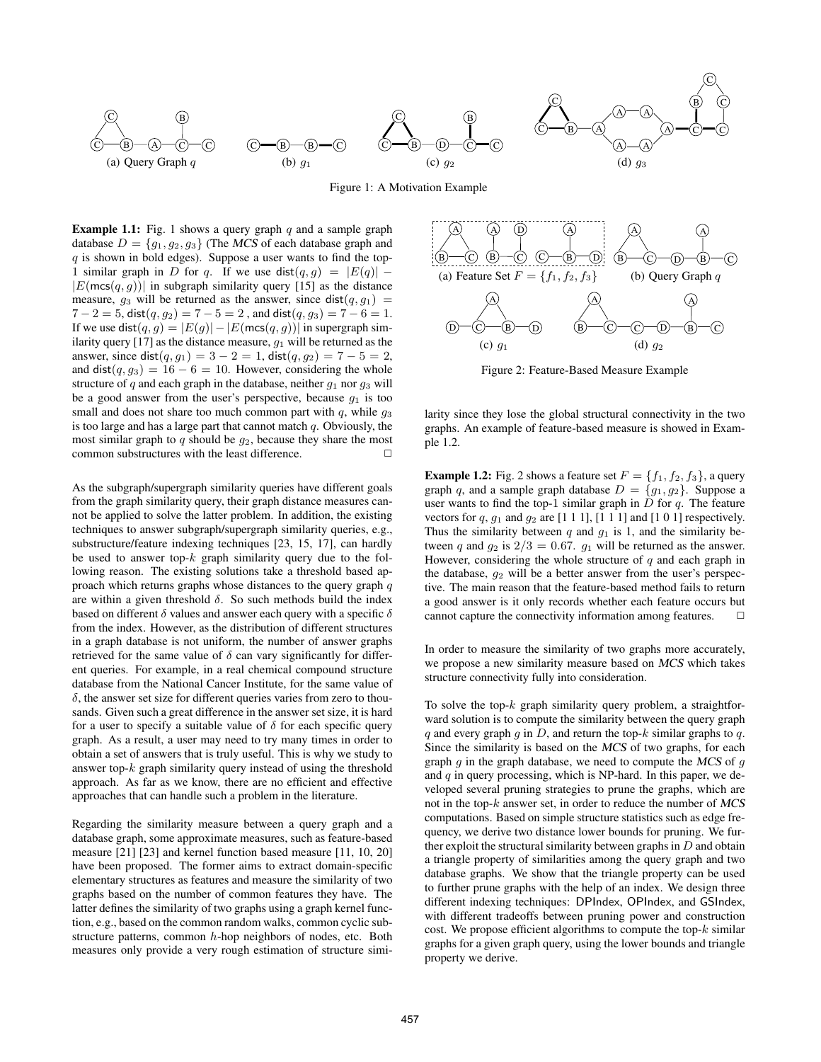(a) Query Graph $q$ (b) $g_1$ (c) $g_2$ (d) $g_3$

Figure 1: A Motivation Example

**Example 1.1:** Fig. 1 shows a query graph $q$ and a sample graph database $D = \{g_1, g_2, g_3\}$ (The *MCS* of each database graph and $q$ is shown in bold edges). Suppose a user wants to find the top-1 similar graph in $D$ for $q$. If we use $\mathsf{dist}(q, g) = |E(q)| - |E(\mathsf{mcs}(q, g))|$ in subgraph similarity query [15] as the distance measure, $g_3$ will be returned as the answer, since $\mathsf{dist}(q, g_1) = 7 - 2 = 5$, $\mathsf{dist}(q, g_2) = 7 - 5 = 2$, and $\mathsf{dist}(q, g_3) = 7 - 6 = 1$. If we use $\mathsf{dist}(q, g) = |E(g)| - |E(\mathsf{mcs}(q, g))|$ in supergraph similarity query [17] as the distance measure, $g_1$ will be returned as the answer, since $\mathsf{dist}(q, g_1) = 3 - 2 = 1$, $\mathsf{dist}(q, g_2) = 7 - 5 = 2$, and $\mathsf{dist}(q, g_3) = 16 - 6 = 10$. However, considering the whole structure of $q$ and each graph in the database, neither $g_1$ nor $g_3$ will be a good answer from the user's perspective, because $g_1$ is too small and does not share too much common part with $q$, while $g_3$ is too large and has a large part that cannot match $q$. Obviously, the most similar graph to $q$ should be $g_2$, because they share the most common substructures with the least difference. □

As the subgraph/supergraph similarity queries have different goals from the graph similarity query, their graph distance measures cannot be applied to solve the latter problem. In addition, the existing techniques to answer subgraph/supergraph similarity queries, e.g., substructure/feature indexing techniques [23, 15, 17], can hardly be used to answer top-$k$ graph similarity query due to the following reason. The existing solutions take a threshold based approach which returns graphs whose distances to the query graph $q$ are within a given threshold $\delta$. So such methods build the index based on different $\delta$ values and answer each query with a specific $\delta$ from the index. However, as the distribution of different structures in a graph database is not uniform, the number of answer graphs retrieved for the same value of $\delta$ can vary significantly for different queries. For example, in a real chemical compound structure database from the National Cancer Institute, for the same value of $\delta$, the answer set size for different queries varies from zero to thousands. Given such a great difference in the answer set size, it is hard for a user to specify a suitable value of $\delta$ for each specific query graph. As a result, a user may need to try many times in order to obtain a set of answers that is truly useful. This is why we study to answer top-$k$ graph similarity query instead of using the threshold approach. As far as we know, there are no efficient and effective approaches that can handle such a problem in the literature.

Regarding the similarity measure between a query graph and a database graph, some approximate measures, such as feature-based measure [21] [23] and kernel function based measure [11, 10, 20] have been proposed. The former aims to extract domain-specific elementary structures as features and measure the similarity of two graphs based on the number of common features they have. The latter defines the similarity of two graphs using a graph kernel function, e.g., based on the common random walks, common cyclic substructure patterns, common $h$-hop neighbors of nodes, etc. Both measures only provide a very rough estimation of structure similarity since they lose the global structural connectivity in the two graphs. An example of feature-based measure is showed in Example 1.2.

(a) Feature Set $F = \{f_1, f_2, f_3\}$ (b) Query Graph $q$ (c) $g_1$ (d) $g_2$

Figure 2: Feature-Based Measure Example

**Example 1.2:** Fig. 2 shows a feature set $F = \{f_1, f_2, f_3\}$, a query graph $q$, and a sample graph database $D = \{g_1, g_2\}$. Suppose a user wants to find the top-1 similar graph in $D$ for $q$. The feature vectors for $q$, $g_1$ and $g_2$ are [1 1 1], [1 1 1] and [1 0 1] respectively. Thus the similarity between $q$ and $g_1$ is 1, and the similarity between $q$ and $g_2$ is $2/3 = 0.67$. $g_1$ will be returned as the answer. However, considering the whole structure of $q$ and each graph in the database, $g_2$ will be a better answer from the user's perspective. The main reason that the feature-based method fails to return a good answer is it only records whether each feature occurs but cannot capture the connectivity information among features. □

In order to measure the similarity of two graphs more accurately, we propose a new similarity measure based on *MCS* which takes structure connectivity fully into consideration.

To solve the top-$k$ graph similarity query problem, a straightforward solution is to compute the similarity between the query graph $q$ and every graph $g$ in $D$, and return the top-$k$ similar graphs to $q$. Since the similarity is based on the *MCS* of two graphs, for each graph $g$ in the graph database, we need to compute the *MCS* of $g$ and $q$ in query processing, which is NP-hard. In this paper, we developed several pruning strategies to prune the graphs, which are not in the top-$k$ answer set, in order to reduce the number of *MCS* computations. Based on simple structure statistics such as edge frequency, we derive two distance lower bounds for pruning. We further exploit the structural similarity between graphs in $D$ and obtain a triangle property of similarities among the query graph and two database graphs. We show that the triangle property can be used to further prune graphs with the help of an index. We design three different indexing techniques: DPIndex, OPIndex, and GSIndex, with different tradeoffs between pruning power and construction cost. We propose efficient algorithms to compute the top-$k$ similar graphs for a given graph query, using the lower bounds and triangle property we derive.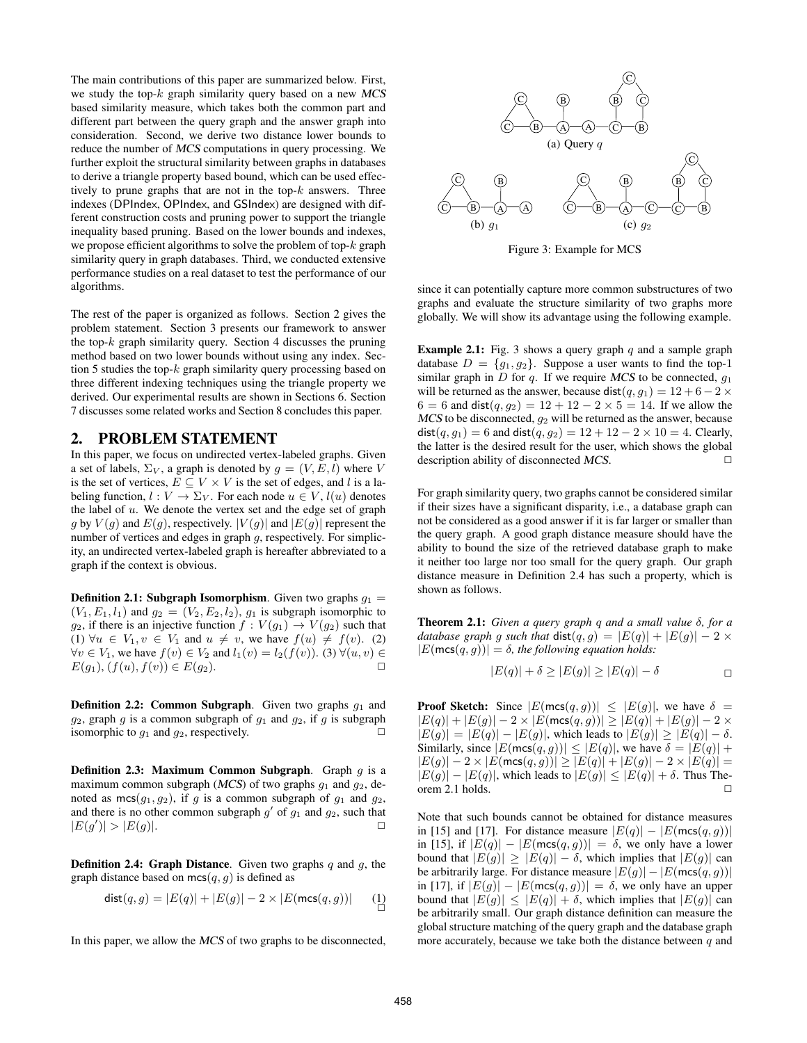The main contributions of this paper are summarized below. First, we study the top-$k$ graph similarity query based on a new *MCS* based similarity measure, which takes both the common part and different part between the query graph and the answer graph into consideration. Second, we derive two distance lower bounds to reduce the number of *MCS* computations in query processing. We further exploit the structural similarity between graphs in databases to derive a triangle property based bound, which can be used effectively to prune graphs that are not in the top-$k$ answers. Three indexes (DPIndex, OPIndex, and GSIndex) are designed with different construction costs and pruning power to support the triangle inequality based pruning. Based on the lower bounds and indexes, we propose efficient algorithms to solve the problem of top-$k$ graph similarity query in graph databases. Third, we conducted extensive performance studies on a real dataset to test the performance of our algorithms.

The rest of the paper is organized as follows. Section 2 gives the problem statement. Section 3 presents our framework to answer the top-$k$ graph similarity query. Section 4 discusses the pruning method based on two lower bounds without using any index. Section 5 studies the top-$k$ graph similarity query processing based on three different indexing techniques using the triangle property we derived. Our experimental results are shown in Sections 6. Section 7 discusses some related works and Section 8 concludes this paper.

## 2. PROBLEM STATEMENT

In this paper, we focus on undirected vertex-labeled graphs. Given a set of labels, $\Sigma_V$, a graph is denoted by $g = (V, E, l)$ where $V$ is the set of vertices, $E \subseteq V \times V$ is the set of edges, and $l$ is a labeling function, $l : V \to \Sigma_V$. For each node $u \in V$, $l(u)$ denotes the label of $u$. We denote the vertex set and the edge set of graph $g$ by $V(g)$ and $E(g)$, respectively. $|V(g)|$ and $|E(g)|$ represent the number of vertices and edges in graph $g$, respectively. For simplicity, an undirected vertex-labeled graph is hereafter abbreviated to a graph if the context is obvious.

**Definition 2.1: Subgraph Isomorphism**. Given two graphs $g_1 = (V_1, E_1, l_1)$ and $g_2 = (V_2, E_2, l_2)$, $g_1$ is subgraph isomorphic to $g_2$, if there is an injective function $f : V(g_1) \to V(g_2)$ such that (1) $\forall u \in V_1, v \in V_1$ and $u \neq v$, we have $f(u) \neq f(v)$. (2) $\forall v \in V_1$, we have $f(v) \in V_2$ and $l_1(v) = l_2(f(v))$. (3) $\forall (u, v) \in E(g_1)$, $(f(u), f(v)) \in E(g_2)$. □

**Definition 2.2: Common Subgraph**. Given two graphs $g_1$ and $g_2$, graph $g$ is a common subgraph of $g_1$ and $g_2$, if $g$ is subgraph isomorphic to $g_1$ and $g_2$, respectively. □

**Definition 2.3: Maximum Common Subgraph**. Graph $g$ is a maximum common subgraph (*MCS*) of two graphs $g_1$ and $g_2$, denoted as $\mathsf{mcs}(g_1, g_2)$, if $g$ is a common subgraph of $g_1$ and $g_2$, and there is no other common subgraph $g'$ of $g_1$ and $g_2$, such that $|E(g')| > |E(g)|$. □

**Definition 2.4: Graph Distance**. Given two graphs $q$ and $g$, the graph distance based on $\mathsf{mcs}(q, g)$ is defined as

$$\mathsf{dist}(q, g) = |E(q)| + |E(g)| - 2 \times |E(\mathsf{mcs}(q, g))| \quad (1)$$

□

In this paper, we allow the *MCS* of two graphs to be disconnected, since it can potentially capture more common substructures of two graphs and evaluate the structure similarity of two graphs more globally. We will show its advantage using the following example.

(a) Query $q$

(b) $g_1$

(c) $g_2$

Figure 3: Example for MCS

**Example 2.1:** Fig. 3 shows a query graph $q$ and a sample graph database $D = \{g_1, g_2\}$. Suppose a user wants to find the top-1 similar graph in $D$ for $q$. If we require *MCS* to be connected, $g_1$ will be returned as the answer, because $\mathsf{dist}(q, g_1) = 12 + 6 - 2 \times 6 = 6$ and $\mathsf{dist}(q, g_2) = 12 + 12 - 2 \times 5 = 14$. If we allow the *MCS* to be disconnected, $g_2$ will be returned as the answer, because $\mathsf{dist}(q, g_1) = 6$ and $\mathsf{dist}(q, g_2) = 12 + 12 - 2 \times 10 = 4$. Clearly, the latter is the desired result for the user, which shows the global description ability of disconnected *MCS*. □

For graph similarity query, two graphs cannot be considered similar if their sizes have a significant disparity, i.e., a database graph can not be considered as a good answer if it is far larger or smaller than the query graph. A good graph distance measure should have the ability to bound the size of the retrieved database graph to make it neither too large nor too small for the query graph. Our graph distance measure in Definition 2.4 has such a property, which is shown as follows.

**Theorem 2.1:** *Given a query graph $q$ and a small value $\delta$, for a database graph $g$ such that $\mathsf{dist}(q, g) = |E(q)| + |E(g)| - 2 \times |E(\mathsf{mcs}(q, g))| = \delta$, the following equation holds:*

$$|E(q)| + \delta \geq |E(g)| \geq |E(q)| - \delta$$

□

**Proof Sketch:** Since $|E(\mathsf{mcs}(q, g))| \leq |E(g)|$, we have $\delta = |E(q)| + |E(g)| - 2 \times |E(\mathsf{mcs}(q, g))| \geq |E(q)| + |E(g)| - 2 \times |E(g)| = |E(q)| - |E(g)|$, which leads to $|E(g)| \geq |E(q)| - \delta$. Similarly, since $|E(\mathsf{mcs}(q, g))| \leq |E(q)|$, we have $\delta = |E(q)| + |E(g)| - 2 \times |E(\mathsf{mcs}(q, g))| \geq |E(q)| + |E(g)| - 2 \times |E(q)| = |E(g)| - |E(q)|$, which leads to $|E(g)| \leq |E(q)| + \delta$. Thus Theorem 2.1 holds. □

Note that such bounds cannot be obtained for distance measures in [15] and [17]. For distance measure $|E(q)| - |E(\mathsf{mcs}(q, g))|$ in [15], if $|E(q)| - |E(\mathsf{mcs}(q, g))| = \delta$, we only have a lower bound that $|E(g)| \geq |E(q)| - \delta$, which implies that $|E(g)|$ can be arbitrarily large. For distance measure $|E(g)| - |E(\mathsf{mcs}(q, g))|$ in [17], if $|E(g)| - |E(\mathsf{mcs}(q, g))| = \delta$, we only have an upper bound that $|E(g)| \leq |E(q)| + \delta$, which implies that $|E(g)|$ can be arbitrarily small. Our graph distance definition can measure the global structure matching of the query graph and the database graph more accurately, because we take both the distance between $q$ and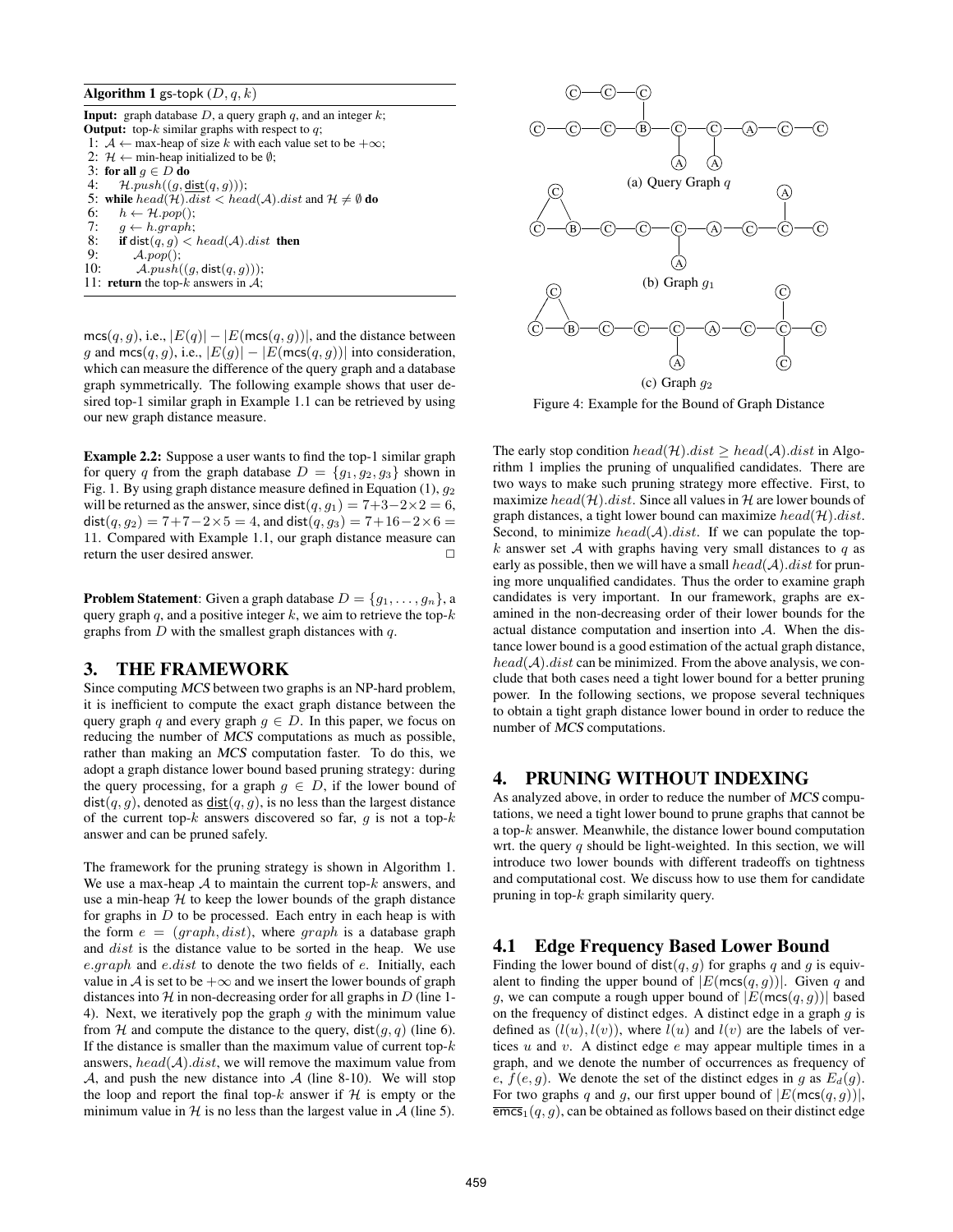**Algorithm 1** gs-topk $(D, q, k)$

**Input:** graph database $D$, a query graph $q$, and an integer $k$;
**Output:** top-$k$ similar graphs with respect to $q$;

```
1: A ← max-heap of size k with each value set to be +∞;
2: H ← min-heap initialized to be ∅;
3: for all g ∈ D do
4:    H.push((g, dist(q, g)));
5: while head(H).dist < head(A).dist and H ≠ ∅ do
6:    h ← H.pop();
7:    g ← h.graph;
8:    if dist(q, g) < head(A).dist then
9:       A.pop();
10:      A.push((g, dist(q, g)));
11: return the top-k answers in A;
```

$\mathsf{mcs}(q, g)$, i.e., $|E(q)| - |E(\mathsf{mcs}(q, g))|$, and the distance between $g$ and $\mathsf{mcs}(q, g)$, i.e., $|E(g)| - |E(\mathsf{mcs}(q, g))|$ into consideration, which can measure the difference of the query graph and a database graph symmetrically. The following example shows that user desired top-1 similar graph in Example 1.1 can be retrieved by using our new graph distance measure.

**Example 2.2:** Suppose a user wants to find the top-1 similar graph for query $q$ from the graph database $D = \{g_1, g_2, g_3\}$ shown in Fig. 1. By using graph distance measure defined in Equation (1), $g_2$ will be returned as the answer, since $\mathsf{dist}(q, g_1) = 7+3-2\times 2 = 6$, $\mathsf{dist}(q, g_2) = 7+7-2\times 5 = 4$, and $\mathsf{dist}(q, g_3) = 7+16-2\times 6 = 11$. Compared with Example 1.1, our graph distance measure can return the user desired answer. □

**Problem Statement**: Given a graph database $D = \{g_1, \ldots, g_n\}$, a query graph $q$, and a positive integer $k$, we aim to retrieve the top-$k$ graphs from $D$ with the smallest graph distances with $q$.

## 3. THE FRAMEWORK

Since computing *MCS* between two graphs is an NP-hard problem, it is inefficient to compute the exact graph distance between the query graph $q$ and every graph $g \in D$. In this paper, we focus on reducing the number of *MCS* computations as much as possible, rather than making an *MCS* computation faster. To do this, we adopt a graph distance lower bound based pruning strategy: during the query processing, for a graph $g \in D$, if the lower bound of $\mathsf{dist}(q, g)$, denoted as $\underline{\mathsf{dist}}(q, g)$, is no less than the largest distance of the current top-$k$ answers discovered so far, $g$ is not a top-$k$ answer and can be pruned safely.

The framework for the pruning strategy is shown in Algorithm 1. We use a max-heap $\mathcal{A}$ to maintain the current top-$k$ answers, and use a min-heap $\mathcal{H}$ to keep the lower bounds of the graph distance for graphs in $D$ to be processed. Each entry in each heap is with the form $e = (graph, dist)$, where $graph$ is a database graph and $dist$ is the distance value to be sorted in the heap. We use $e.graph$ and $e.dist$ to denote the two fields of $e$. Initially, each value in $\mathcal{A}$ is set to be $+\infty$ and we insert the lower bounds of graph distances into $\mathcal{H}$ in non-decreasing order for all graphs in $D$ (line 1-4). Next, we iteratively pop the graph $g$ with the minimum value from $\mathcal{H}$ and compute the distance to the query, $\mathsf{dist}(g, q)$ (line 6). If the distance is smaller than the maximum value of current top-$k$ answers, $head(\mathcal{A}).dist$, we will remove the maximum value from $\mathcal{A}$, and push the new distance into $\mathcal{A}$ (line 8-10). We will stop the loop and report the final top-$k$ answer if $\mathcal{H}$ is empty or the minimum value in $\mathcal{H}$ is no less than the largest value in $\mathcal{A}$ (line 5).

(a) Query Graph $q$

(b) Graph $g_1$

(c) Graph $g_2$

Figure 4: Example for the Bound of Graph Distance

The early stop condition $head(\mathcal{H}).dist \geq head(\mathcal{A}).dist$ in Algorithm 1 implies the pruning of unqualified candidates. There are two ways to make such pruning strategy more effective. First, to maximize $head(\mathcal{H}).dist$. Since all values in $\mathcal{H}$ are lower bounds of graph distances, a tight lower bound can maximize $head(\mathcal{H}).dist$. Second, to minimize $head(\mathcal{A}).dist$. If we can populate the top-$k$ answer set $\mathcal{A}$ with graphs having very small distances to $q$ as early as possible, then we will have a small $head(\mathcal{A}).dist$ for pruning more unqualified candidates. Thus the order to examine graph candidates is very important. In our framework, graphs are examined in the non-decreasing order of their lower bounds for the actual distance computation and insertion into $\mathcal{A}$. When the distance lower bound is a good estimation of the actual graph distance, $head(\mathcal{A}).dist$ can be minimized. From the above analysis, we conclude that both cases need a tight lower bound for a better pruning power. In the following sections, we propose several techniques to obtain a tight graph distance lower bound in order to reduce the number of *MCS* computations.

## 4. PRUNING WITHOUT INDEXING

As analyzed above, in order to reduce the number of *MCS* computations, we need a tight lower bound to prune graphs that cannot be a top-$k$ answer. Meanwhile, the distance lower bound computation wrt. the query $q$ should be light-weighted. In this section, we will introduce two lower bounds with different tradeoffs on tightness and computational cost. We discuss how to use them for candidate pruning in top-$k$ graph similarity query.

### 4.1 Edge Frequency Based Lower Bound

Finding the lower bound of $\mathsf{dist}(q, g)$ for graphs $q$ and $g$ is equivalent to finding the upper bound of $|E(\mathsf{mcs}(q, g))|$. Given $q$ and $g$, we can compute a rough upper bound of $|E(\mathsf{mcs}(q, g))|$ based on the frequency of distinct edges. A distinct edge in a graph $g$ is defined as $(l(u), l(v))$, where $l(u)$ and $l(v)$ are the labels of vertices $u$ and $v$. A distinct edge $e$ may appear multiple times in a graph, and we denote the number of occurrences as frequency of $e$, $f(e, g)$. We denote the set of the distinct edges in $g$ as $E_d(g)$. For two graphs $q$ and $g$, our first upper bound of $|E(\mathsf{mcs}(q, g))|$, $\overline{\mathsf{emcs}}_1(q, g)$, can be obtained as follows based on their distinct edge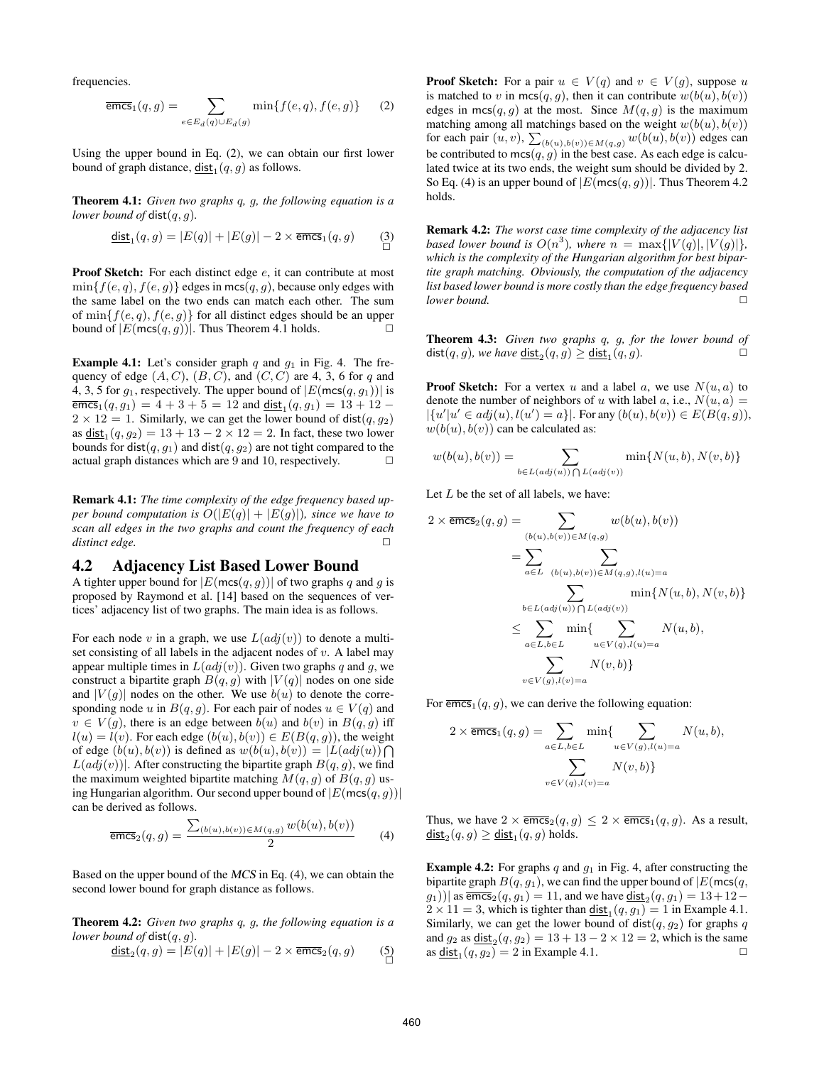frequencies.

$$\overline{\mathsf{emcs}}_1(q,g) = \sum_{e \in E_d(q) \cup E_d(g)} \min\{f(e,q), f(e,g)\} \quad (2)$$

Using the upper bound in Eq. (2), we can obtain our first lower bound of graph distance, $\underline{\mathsf{dist}}_1(q,g)$ as follows.

**Theorem 4.1:** *Given two graphs q, g, the following equation is a lower bound of* $\mathsf{dist}(q,g)$.

$$\underline{\mathsf{dist}}_1(q,g) = |E(q)| + |E(g)| - 2 \times \overline{\mathsf{emcs}}_1(q,g) \quad (3)$$

□

**Proof Sketch:** For each distinct edge $e$, it can contribute at most $\min\{f(e,q), f(e,g)\}$ edges in $\mathsf{mcs}(q,g)$, because only edges with the same label on the two ends can match each other. The sum of $\min\{f(e,q), f(e,g)\}$ for all distinct edges should be an upper bound of $|E(\mathsf{mcs}(q,g))|$. Thus Theorem 4.1 holds. □

**Example 4.1:** Let's consider graph $q$ and $g_1$ in Fig. 4. The frequency of edge $(A,C)$, $(B,C)$, and $(C,C)$ are 4, 3, 6 for $q$ and 4, 3, 5 for $g_1$, respectively. The upper bound of $|E(\mathsf{mcs}(q,g_1))|$ is $\overline{\mathsf{emcs}}_1(q,g_1) = 4+3+5 = 12$ and $\underline{\mathsf{dist}}_1(q,g_1) = 13+12-2\times 12 = 1$. Similarly, we can get the lower bound of $\mathsf{dist}(q,g_2)$ as $\underline{\mathsf{dist}}_1(q,g_2) = 13+13-2\times 12 = 2$. In fact, these two lower bounds for $\mathsf{dist}(q,g_1)$ and $\mathsf{dist}(q,g_2)$ are not tight compared to the actual graph distances which are 9 and 10, respectively. □

**Remark 4.1:** *The time complexity of the edge frequency based upper bound computation is $O(|E(q)|+|E(g)|)$, since we have to scan all edges in the two graphs and count the frequency of each distinct edge.* □

## 4.2 Adjacency List Based Lower Bound

A tighter upper bound for $|E(\mathsf{mcs}(q,g))|$ of two graphs $q$ and $g$ is proposed by Raymond et al. [14] based on the sequences of vertices' adjacency list of two graphs. The main idea is as follows.

For each node $v$ in a graph, we use $L(adj(v))$ to denote a multiset consisting of all labels in the adjacent nodes of $v$. A label may appear multiple times in $L(adj(v))$. Given two graphs $q$ and $g$, we construct a bipartite graph $B(q,g)$ with $|V(q)|$ nodes on one side and $|V(g)|$ nodes on the other. We use $b(u)$ to denote the corresponding node $u$ in $B(q,g)$. For each pair of nodes $u \in V(q)$ and $v \in V(g)$, there is an edge between $b(u)$ and $b(v)$ in $B(q,g)$ iff $l(u) = l(v)$. For each edge $(b(u),b(v)) \in E(B(q,g))$, the weight of edge $(b(u),b(v))$ is defined as $w(b(u),b(v)) = |L(adj(u)) \bigcap L(adj(v))|$. After constructing the bipartite graph $B(q,g)$, we find the maximum weighted bipartite matching $M(q,g)$ of $B(q,g)$ using Hungarian algorithm. Our second upper bound of $|E(\mathsf{mcs}(q,g))|$ can be derived as follows.

$$\overline{\mathsf{emcs}}_2(q,g) = \frac{\sum_{(b(u),b(v)) \in M(q,g)} w(b(u),b(v))}{2} \quad (4)$$

Based on the upper bound of the *MCS* in Eq. (4), we can obtain the second lower bound for graph distance as follows.

**Theorem 4.2:** *Given two graphs q, g, the following equation is a lower bound of* $\mathsf{dist}(q,g)$.

$$\underline{\mathsf{dist}}_2(q,g) = |E(q)| + |E(g)| - 2 \times \overline{\mathsf{emcs}}_2(q,g) \quad (5)$$

□

**Proof Sketch:** For a pair $u \in V(q)$ and $v \in V(g)$, suppose $u$ is matched to $v$ in $\mathsf{mcs}(q,g)$, then it can contribute $w(b(u),b(v))$ edges in $\mathsf{mcs}(q,g)$ at the most. Since $M(q,g)$ is the maximum matching among all matchings based on the weight $w(b(u),b(v))$ for each pair $(u,v)$, $\sum_{(b(u),b(v)) \in M(q,g)} w(b(u),b(v))$ edges can be contributed to $\mathsf{mcs}(q,g)$ in the best case. As each edge is calculated twice at its two ends, the weight sum should be divided by 2. So Eq. (4) is an upper bound of $|E(\mathsf{mcs}(q,g))|$. Thus Theorem 4.2 holds.

**Remark 4.2:** *The worst case time complexity of the adjacency list based lower bound is $O(n^3)$, where $n = \max\{|V(q)|,|V(g)|\}$, which is the complexity of the Hungarian algorithm for best bipartite graph matching. Obviously, the computation of the adjacency list based lower bound is more costly than the edge frequency based lower bound.* □

**Theorem 4.3:** *Given two graphs q, g, for the lower bound of* $\mathsf{dist}(q,g)$, *we have* $\underline{\mathsf{dist}}_2(q,g) \geq \underline{\mathsf{dist}}_1(q,g)$. □

**Proof Sketch:** For a vertex $u$ and a label $a$, we use $N(u,a)$ to denote the number of neighbors of $u$ with label $a$, i.e., $N(u,a) = |\{u' | u' \in adj(u), l(u') = a\}|$. For any $(b(u),b(v)) \in E(B(q,g))$, $w(b(u),b(v))$ can be calculated as:

$$w(b(u),b(v)) = \sum_{b \in L(adj(u)) \bigcap L(adj(v))} \min\{N(u,b), N(v,b)\}$$

Let $L$ be the set of all labels, we have:

$$\begin{aligned}
2 \times \overline{\mathsf{emcs}}_2(q,g) &= \sum_{(b(u),b(v)) \in M(q,g)} w(b(u),b(v)) \\
&= \sum_{a \in L} \sum_{(b(u),b(v)) \in M(q,g), l(u)=a} \\
&\qquad \sum_{b \in L(adj(u)) \bigcap L(adj(v))} \min\{N(u,b), N(v,b)\} \\
&\leq \sum_{a \in L, b \in L} \min\{ \sum_{u \in V(q), l(u)=a} N(u,b), \\
&\qquad \sum_{v \in V(g), l(v)=a} N(v,b)\}
\end{aligned}$$

For $\overline{\mathsf{emcs}}_1(q,g)$, we can derive the following equation:

$$\begin{aligned}
2 \times \overline{\mathsf{emcs}}_1(q,g) = \sum_{a \in L, b \in L} \min\{ &\sum_{u \in V(g), l(u)=a} N(u,b), \\
&\sum_{v \in V(q), l(v)=a} N(v,b)\}
\end{aligned}$$

Thus, we have $2 \times \overline{\mathsf{emcs}}_2(q,g) \leq 2 \times \overline{\mathsf{emcs}}_1(q,g)$. As a result, $\underline{\mathsf{dist}}_2(q,g) \geq \underline{\mathsf{dist}}_1(q,g)$ holds.

**Example 4.2:** For graphs $q$ and $g_1$ in Fig. 4, after constructing the bipartite graph $B(q,g_1)$, we can find the upper bound of $|E(\mathsf{mcs}(q,g_1))|$ as $\overline{\mathsf{emcs}}_2(q,g_1) = 11$, and we have $\underline{\mathsf{dist}}_2(q,g_1) = 13+12-2\times 11 = 3$, which is tighter than $\underline{\mathsf{dist}}_1(q,g_1) = 1$ in Example 4.1. Similarly, we can get the lower bound of $\mathsf{dist}(q,g_2)$ for graphs $q$ and $g_2$ as $\underline{\mathsf{dist}}_2(q,g_2) = 13+13-2\times 12 = 2$, which is the same as $\underline{\mathsf{dist}}_1(q,g_2) = 2$ in Example 4.1. □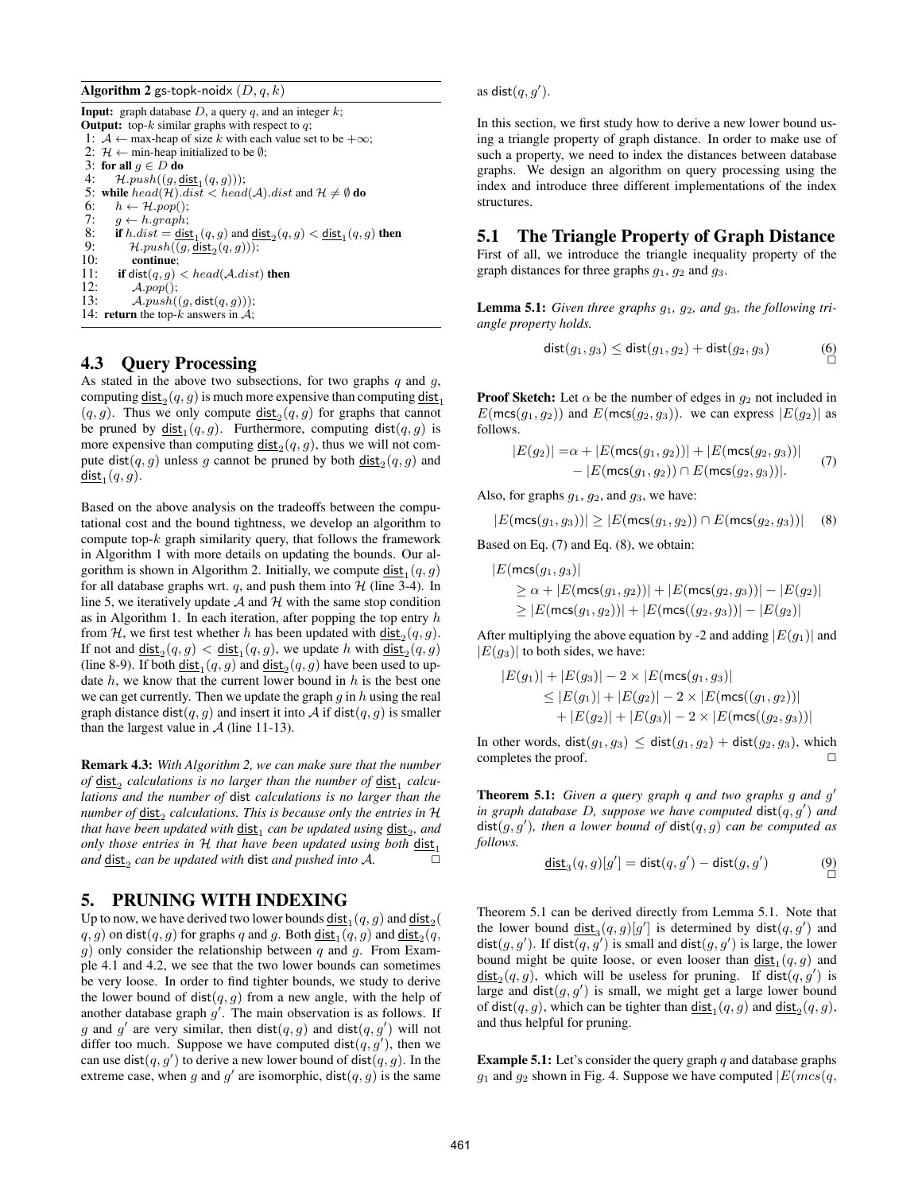**Algorithm 2** gs-topk-noidx $(D, q, k)$

**Input:** graph database $D$, a query $q$, and an integer $k$;
**Output:** top-$k$ similar graphs with respect to $q$;

```
1:  A ← max-heap of size k with each value set to be +∞;
2:  H ← min-heap initialized to be ∅;
3:  for all g ∈ D do
4:      H.push((g, dist_1(q, g)));
5:  while head(H).dist < head(A).dist and H ≠ ∅ do
6:      h ← H.pop();
7:      g ← h.graph;
8:      if h.dist = dist_1(q, g) and dist_2(q, g) < dist_1(q, g) then
9:          H.push((g, dist_2(q, g)));
10:         continue;
11:     if dist(q, g) < head(A.dist) then
12:         A.pop();
13:         A.push((g, dist(q, g)));
14: return the top-k answers in A;
```

### 4.3 Query Processing

As stated in the above two subsections, for two graphs $q$ and $g$, computing $\underline{\text{dist}}_2(q, g)$ is much more expensive than computing $\underline{\text{dist}}_1(q, g)$. Thus we only compute $\underline{\text{dist}}_2(q, g)$ for graphs that cannot be pruned by $\underline{\text{dist}}_1(q, g)$. Furthermore, computing $\text{dist}(q, g)$ is more expensive than computing $\underline{\text{dist}}_2(q, g)$, thus we will not compute $\text{dist}(q, g)$ unless $g$ cannot be pruned by both $\underline{\text{dist}}_2(q, g)$ and $\underline{\text{dist}}_1(q, g)$.

Based on the above analysis on the tradeoffs between the computational cost and the bound tightness, we develop an algorithm to compute top-$k$ graph similarity query, that follows the framework in Algorithm 1 with more details on updating the bounds. Our algorithm is shown in Algorithm 2. Initially, we compute $\underline{\text{dist}}_1(q, g)$ for all database graphs wrt. $q$, and push them into $\mathcal{H}$ (line 3-4). In line 5, we iteratively update $\mathcal{A}$ and $\mathcal{H}$ with the same stop condition as in Algorithm 1. In each iteration, after popping the top entry $h$ from $\mathcal{H}$, we first test whether $h$ has been updated with $\underline{\text{dist}}_2(q, g)$. If not and $\underline{\text{dist}}_2(q, g) < \underline{\text{dist}}_1(q, g)$, we update $h$ with $\underline{\text{dist}}_2(q, g)$ (line 8-9). If both $\underline{\text{dist}}_1(q, g)$ and $\underline{\text{dist}}_2(q, g)$ have been used to update $h$, we know that the current lower bound in $h$ is the best one we can get currently. Then we update the graph $g$ in $h$ using the real graph distance $\text{dist}(q, g)$ and insert it into $\mathcal{A}$ if $\text{dist}(q, g)$ is smaller than the largest value in $\mathcal{A}$ (line 11-13).

**Remark 4.3:** *With Algorithm 2, we can make sure that the number of $\underline{\text{dist}}_2$ calculations is no larger than the number of $\underline{\text{dist}}_1$ calculations and the number of* dist *calculations is no larger than the number of $\underline{\text{dist}}_2$ calculations. This is because only the entries in $\mathcal{H}$ that have been updated with $\underline{\text{dist}}_1$ can be updated using $\underline{\text{dist}}_2$, and only those entries in $\mathcal{H}$ that have been updated using both $\underline{\text{dist}}_1$ and $\underline{\text{dist}}_2$ can be updated with* dist *and pushed into $\mathcal{A}$.* □

## 5. PRUNING WITH INDEXING

Up to now, we have derived two lower bounds $\underline{\text{dist}}_1(q, g)$ and $\underline{\text{dist}}_2(q, g)$ on $\text{dist}(q, g)$ for graphs $q$ and $g$. Both $\underline{\text{dist}}_1(q, g)$ and $\underline{\text{dist}}_2(q, g)$ only consider the relationship between $q$ and $g$. From Example 4.1 and 4.2, we see that the two lower bounds can sometimes be very loose. In order to find tighter bounds, we study to derive the lower bound of $\text{dist}(q, g)$ from a new angle, with the help of another database graph $g'$. The main observation is as follows. If $g$ and $g'$ are very similar, then $\text{dist}(q, g)$ and $\text{dist}(q, g')$ will not differ too much. Suppose we have computed $\text{dist}(q, g')$, then we can use $\text{dist}(q, g')$ to derive a new lower bound of $\text{dist}(q, g)$. In the extreme case, when $g$ and $g'$ are isomorphic, $\text{dist}(q, g)$ is the same as $\text{dist}(q, g')$.

In this section, we first study how to derive a new lower bound using a triangle property of graph distance. In order to make use of such a property, we need to index the distances between database graphs. We design an algorithm on query processing using the index and introduce three different implementations of the index structures.

### 5.1 The Triangle Property of Graph Distance

First of all, we introduce the triangle inequality property of the graph distances for three graphs $g_1$, $g_2$ and $g_3$.

**Lemma 5.1:** *Given three graphs $g_1$, $g_2$, and $g_3$, the following triangle property holds.*

$$\text{dist}(g_1, g_3) \le \text{dist}(g_1, g_2) + \text{dist}(g_2, g_3) \tag{6}$$
□

**Proof Sketch:** Let $\alpha$ be the number of edges in $g_2$ not included in $E(\text{mcs}(g_1, g_2))$ and $E(\text{mcs}(g_2, g_3))$. we can express $|E(g_2)|$ as follows.

$$\begin{aligned} |E(g_2)| =& \alpha + |E(\text{mcs}(g_1, g_2))| + |E(\text{mcs}(g_2, g_3))| \\ & - |E(\text{mcs}(g_1, g_2)) \cap E(\text{mcs}(g_2, g_3))|. \end{aligned} \tag{7}$$

Also, for graphs $g_1$, $g_2$, and $g_3$, we have:

$$|E(\text{mcs}(g_1, g_3))| \ge |E(\text{mcs}(g_1, g_2)) \cap E(\text{mcs}(g_2, g_3))| \tag{8}$$

Based on Eq. (7) and Eq. (8), we obtain:

$$\begin{aligned} &|E(\text{mcs}(g_1, g_3))| \\ &\quad \ge \alpha + |E(\text{mcs}(g_1, g_2))| + |E(\text{mcs}(g_2, g_3))| - |E(g_2)| \\ &\quad \ge |E(\text{mcs}(g_1, g_2))| + |E(\text{mcs}((g_2, g_3))| - |E(g_2)| \end{aligned}$$

After multiplying the above equation by -2 and adding $|E(g_1)|$ and $|E(g_3)|$ to both sides, we have:

$$\begin{aligned} |E(g_1)| + |E(g_3)| - 2 \times |E(\text{mcs}(g_1, g_3)| \\ \le |E(g_1)| + |E(g_2)| - 2 \times |E(\text{mcs}((g_1, g_2))| \\ + |E(g_2)| + |E(g_3)| - 2 \times |E(\text{mcs}((g_2, g_3))| \end{aligned}$$

In other words, $\text{dist}(g_1, g_3) \le \text{dist}(g_1, g_2) + \text{dist}(g_2, g_3)$, which completes the proof. □

**Theorem 5.1:** *Given a query graph $q$ and two graphs $g$ and $g'$ in graph database $D$, suppose we have computed $\text{dist}(q, g')$ and $\text{dist}(g, g')$, then a lower bound of $\text{dist}(q, g)$ can be computed as follows.*

$$\underline{\text{dist}}_3(q, g)[g'] = \text{dist}(q, g') - \text{dist}(g, g') \tag{9}$$
□

Theorem 5.1 can be derived directly from Lemma 5.1. Note that the lower bound $\underline{\text{dist}}_3(q, g)[g']$ is determined by $\text{dist}(q, g')$ and $\text{dist}(g, g')$. If $\text{dist}(q, g')$ is small and $\text{dist}(g, g')$ is large, the lower bound might be quite loose, or even looser than $\underline{\text{dist}}_1(q, g)$ and $\underline{\text{dist}}_2(q, g)$, which will be useless for pruning. If $\text{dist}(q, g')$ is large and $\text{dist}(g, g')$ is small, we might get a large lower bound of $\text{dist}(q, g)$, which can be tighter than $\underline{\text{dist}}_1(q, g)$ and $\underline{\text{dist}}_2(q, g)$, and thus helpful for pruning.

**Example 5.1:** Let's consider the query graph $q$ and database graphs $g_1$ and $g_2$ shown in Fig. 4. Suppose we have computed $|E(mcs(q,$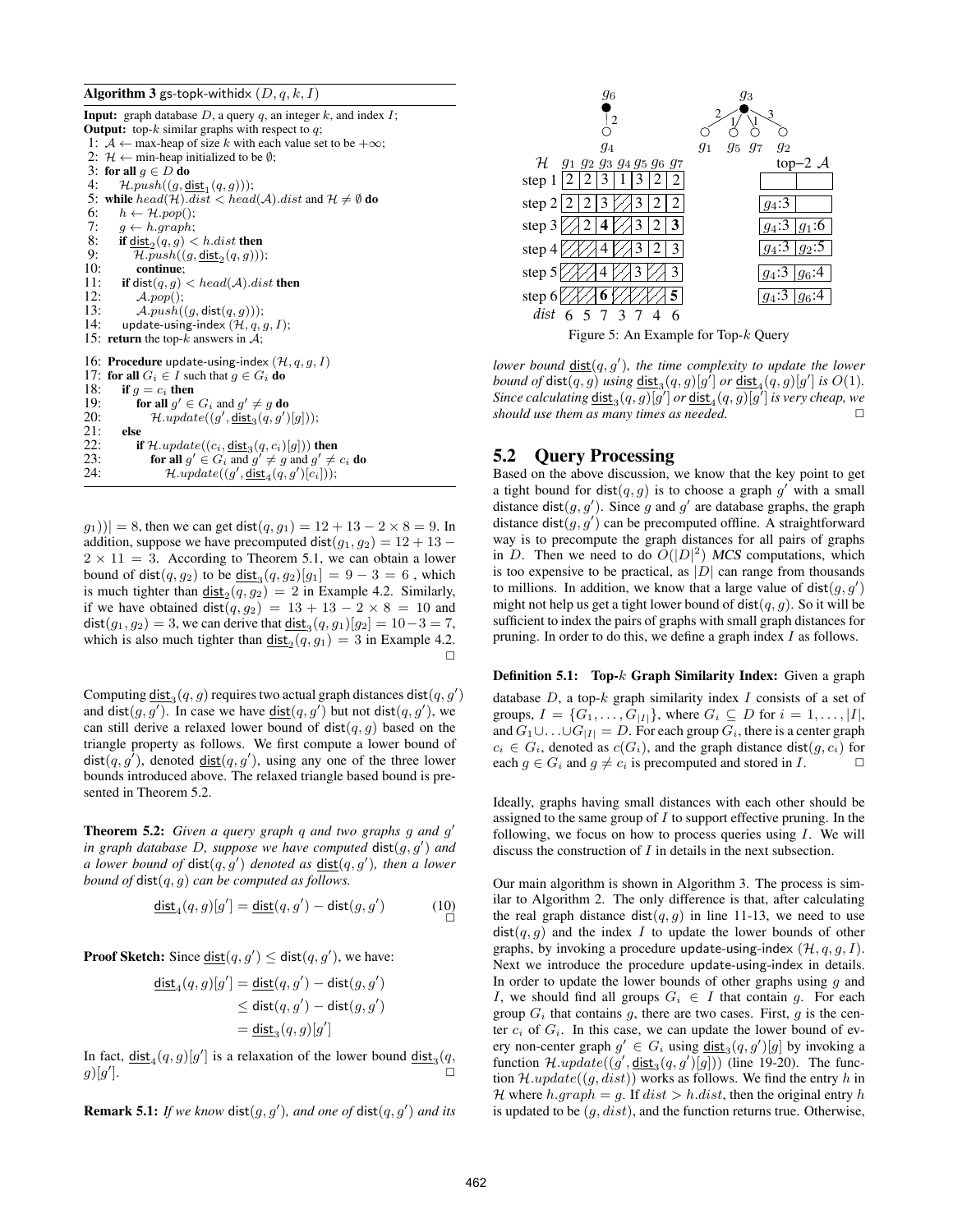**Algorithm 3** gs-topk-withidx $(D, q, k, I)$

**Input:** graph database $D$, a query $q$, an integer $k$, and index $I$;
**Output:** top-$k$ similar graphs with respect to $q$;

```
1:  A ← max-heap of size k with each value set to be +∞;
2:  H ← min-heap initialized to be ∅;
3:  for all g ∈ D do
4:      H.push((g, dist_1(q, g)));
5:  while head(H).dist < head(A).dist and H ≠ ∅ do
6:      h ← H.pop();
7:      g ← h.graph;
8:      if dist_2(q, g) < h.dist then
9:          H.push((g, dist_2(q, g)));
10:         continue;
11:     if dist(q, g) < head(A).dist then
12:         A.pop();
13:         A.push((g, dist(q, g)));
14:     update-using-index (H, q, g, I);
15: return the top-k answers in A;

16: Procedure update-using-index (H, q, g, I)
17: for all G_i ∈ I such that g ∈ G_i do
18:     if g = c_i then
19:         for all g' ∈ G_i and g' ≠ g do
20:             H.update((g', dist_3(q, g')[g]));
21:     else
22:         if H.update((c_i, dist_3(q, c_i)[g])) then
23:             for all g' ∈ G_i and g' ≠ g and g' ≠ c_i do
24:                 H.update((g', dist_4(q, g')[c_i]));
```

$g_1))| = 8$, then we can get $\mathsf{dist}(q, g_1) = 12 + 13 - 2 \times 8 = 9$. In addition, suppose we have precomputed $\mathsf{dist}(g_1, g_2) = 12 + 13 - 2 \times 11 = 3$. According to Theorem 5.1, we can obtain a lower bound of $\mathsf{dist}(q, g_2)$ to be $\underline{\mathsf{dist}}_3(q, g_2)[g_1] = 9 - 3 = 6$ , which is much tighter than $\underline{\mathsf{dist}}_2(q, g_2) = 2$ in Example 4.2. Similarly, if we have obtained $\mathsf{dist}(q, g_2) = 13 + 13 - 2 \times 8 = 10$ and $\mathsf{dist}(g_1, g_2) = 3$, we can derive that $\underline{\mathsf{dist}}_3(q, g_1)[g_2] = 10-3 = 7$, which is also much tighter than $\underline{\mathsf{dist}}_2(q, g_1) = 3$ in Example 4.2. □

Computing $\underline{\mathsf{dist}}_3(q, g)$ requires two actual graph distances $\mathsf{dist}(q, g')$ and $\mathsf{dist}(g, g')$. In case we have $\underline{\mathsf{dist}}(q, g')$ but not $\mathsf{dist}(q, g')$, we can still derive a relaxed lower bound of $\mathsf{dist}(q, g)$ based on the triangle property as follows. We first compute a lower bound of $\mathsf{dist}(q, g')$, denoted $\underline{\mathsf{dist}}(q, g')$, using any one of the three lower bounds introduced above. The relaxed triangle based bound is presented in Theorem 5.2.

**Theorem 5.2:** *Given a query graph $q$ and two graphs $g$ and $g'$ in graph database $D$, suppose we have computed $\mathsf{dist}(g, g')$ and a lower bound of $\mathsf{dist}(q, g')$ denoted as $\underline{\mathsf{dist}}(q, g')$, then a lower bound of $\mathsf{dist}(q, g)$ can be computed as follows.*

$$\underline{\mathsf{dist}}_4(q, g)[g'] = \underline{\mathsf{dist}}(q, g') - \mathsf{dist}(g, g') \qquad (10)$$
□

**Proof Sketch:** Since $\underline{\mathsf{dist}}(q, g') \leq \mathsf{dist}(q, g')$, we have:

$$\begin{aligned}\underline{\mathsf{dist}}_4(q, g)[g'] &= \underline{\mathsf{dist}}(q, g') - \mathsf{dist}(g, g') \\ &\leq \mathsf{dist}(q, g') - \mathsf{dist}(g, g') \\ &= \underline{\mathsf{dist}}_3(q, g)[g']\end{aligned}$$

In fact, $\underline{\mathsf{dist}}_4(q, g)[g']$ is a relaxation of the lower bound $\underline{\mathsf{dist}}_3(q, g)[g']$. □

**Remark 5.1:** *If we know $\mathsf{dist}(g, g')$, and one of $\mathsf{dist}(q, g')$ and its lower bound $\underline{\mathsf{dist}}(q, g')$, the time complexity to update the lower bound of $\mathsf{dist}(q, g)$ using $\underline{\mathsf{dist}}_3(q, g)[g']$ or $\underline{\mathsf{dist}}_4(q, g)[g']$ is $O(1)$. Since calculating $\underline{\mathsf{dist}}_3(q, g)[g']$ or $\underline{\mathsf{dist}}_4(q, g)[g']$ is very cheap, we should use them as many times as needed.* □

Index groups: $g_6$ (center) – $g_4$ (distance 2); $g_3$ (center) – $g_1$ (2), $g_5$ (1), $g_7$ (1), $g_2$ (3).

| $\mathcal{H}$ | $g_1$ | $g_2$ | $g_3$ | $g_4$ | $g_5$ | $g_6$ | $g_7$ | top–2 $\mathcal{A}$ | |
|---|---|---|---|---|---|---|---|---|---|
| step 1 | 2 | 2 | 3 | 1 | 3 | 2 | 2 | | |
| step 2 | 2 | 2 | 3 | / | 3 | 2 | 2 | $g_4$:3 | |
| step 3 | / | 2 | **4** | / | 3 | 2 | **3** | $g_4$:3 | $g_1$:6 |
| step 4 | / | / | 4 | / | 3 | 2 | 3 | $g_4$:3 | $g_2$:5 |
| step 5 | / | / | 4 | / | 3 | / | 3 | $g_4$:3 | $g_6$:4 |
| step 6 | / | / | **6** | / | / | / | **5** | $g_4$:3 | $g_6$:4 |
| *dist* | 6 | 5 | 7 | 3 | 7 | 4 | 6 | | |

Figure 5: An Example for Top-$k$ Query

## 5.2 Query Processing

Based on the above discussion, we know that the key point to get a tight bound for $\mathsf{dist}(q, g)$ is to choose a graph $g'$ with a small distance $\mathsf{dist}(g, g')$. Since $g$ and $g'$ are database graphs, the graph distance $\mathsf{dist}(g, g')$ can be precomputed offline. A straightforward way is to precompute the graph distances for all pairs of graphs in $D$. Then we need to do $O(|D|^2)$ *MCS* computations, which is too expensive to be practical, as $|D|$ can range from thousands to millions. In addition, we know that a large value of $\mathsf{dist}(g, g')$ might not help us get a tight lower bound of $\mathsf{dist}(q, g)$. So it will be sufficient to index the pairs of graphs with small graph distances for pruning. In order to do this, we define a graph index $I$ as follows.

**Definition 5.1: Top-$k$ Graph Similarity Index:** Given a graph database $D$, a top-$k$ graph similarity index $I$ consists of a set of groups, $I = \{G_1, \ldots, G_{|I|}\}$, where $G_i \subseteq D$ for $i = 1, \ldots, |I|$, and $G_1 \cup \ldots \cup G_{|I|} = D$. For each group $G_i$, there is a center graph $c_i \in G_i$, denoted as $c(G_i)$, and the graph distance $\mathsf{dist}(g, c_i)$ for each $g \in G_i$ and $g \neq c_i$ is precomputed and stored in $I$. □

Ideally, graphs having small distances with each other should be assigned to the same group of $I$ to support effective pruning. In the following, we focus on how to process queries using $I$. We will discuss the construction of $I$ in details in the next subsection.

Our main algorithm is shown in Algorithm 3. The process is similar to Algorithm 2. The only difference is that, after calculating the real graph distance $\mathsf{dist}(q, g)$ in line 11-13, we need to use $\mathsf{dist}(q, g)$ and the index $I$ to update the lower bounds of other graphs, by invoking a procedure update-using-index $(\mathcal{H}, q, g, I)$. Next we introduce the procedure update-using-index in details. In order to update the lower bounds of other graphs using $g$ and $I$, we should find all groups $G_i \in I$ that contain $g$. For each group $G_i$ that contains $g$, there are two cases. First, $g$ is the center $c_i$ of $G_i$. In this case, we can update the lower bound of every non-center graph $g' \in G_i$ using $\underline{\mathsf{dist}}_3(q, g')[g]$ by invoking a function $\mathcal{H}.update((g', \underline{\mathsf{dist}}_3(q, g')[g]))$ (line 19-20). The function $\mathcal{H}.update((g, dist))$ works as follows. We find the entry $h$ in $\mathcal{H}$ where $h.graph = g$. If $dist > h.dist$, then the original entry $h$ is updated to be $(g, dist)$, and the function returns true. Otherwise,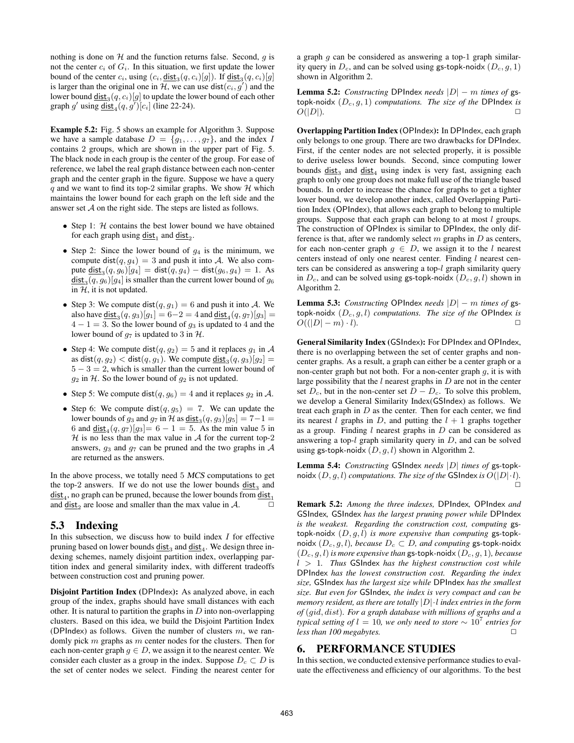nothing is done on $\mathcal{H}$ and the function returns false. Second, $g$ is not the center $c_i$ of $G_i$. In this situation, we first update the lower bound of the center $c_i$, using $(c_i, \underline{\mathsf{dist}}_3(q, c_i)[g])$. If $\underline{\mathsf{dist}}_3(q, c_i)[g]$ is larger than the original one in $\mathcal{H}$, we can use $\mathsf{dist}(c_i, g')$ and the lower bound $\underline{\mathsf{dist}}_3(q, c_i)[g]$ to update the lower bound of each other graph $g'$ using $\underline{\mathsf{dist}}_4(q, g')[c_i]$ (line 22-24).

**Example 5.2:** Fig. 5 shows an example for Algorithm 3. Suppose we have a sample database $D = \{g_1, \ldots, g_7\}$, and the index $I$ contains 2 groups, which are shown in the upper part of Fig. 5. The black node in each group is the center of the group. For ease of reference, we label the real graph distance between each non-center graph and the center graph in the figure. Suppose we have a query $q$ and we want to find its top-2 similar graphs. We show $\mathcal{H}$ which maintains the lower bound for each graph on the left side and the answer set $\mathcal{A}$ on the right side. The steps are listed as follows.

- Step 1: $\mathcal{H}$ contains the best lower bound we have obtained for each graph using $\underline{\mathsf{dist}}_1$ and $\underline{\mathsf{dist}}_2$.
- Step 2: Since the lower bound of $g_4$ is the minimum, we compute $\mathsf{dist}(q, g_4) = 3$ and push it into $\mathcal{A}$. We also compute $\underline{\mathsf{dist}}_3(q, g_6)[g_4] = \mathsf{dist}(q, g_4) - \mathsf{dist}(g_6, g_4) = 1$. As $\underline{\mathsf{dist}}_3(q, g_6)[g_4]$ is smaller than the current lower bound of $g_6$ in $\mathcal{H}$, it is not updated.
- Step 3: We compute $\mathsf{dist}(q, g_1) = 6$ and push it into $\mathcal{A}$. We also have $\underline{\mathsf{dist}}_3(q, g_3)[g_1] = 6-2 = 4$ and $\underline{\mathsf{dist}}_4(q, g_7)[g_3] = 4 - 1 = 3$. So the lower bound of $g_3$ is updated to 4 and the lower bound of $g_7$ is updated to 3 in $\mathcal{H}$.
- Step 4: We compute $\mathsf{dist}(q, g_2) = 5$ and it replaces $g_1$ in $\mathcal{A}$ as $\mathsf{dist}(q, g_2) < \mathsf{dist}(q, g_1)$. We compute $\underline{\mathsf{dist}}_3(q, g_3)[g_2] = 5 - 3 = 2$, which is smaller than the current lower bound of $g_2$ in $\mathcal{H}$. So the lower bound of $g_2$ is not updated.
- Step 5: We compute $\mathsf{dist}(q, g_6) = 4$ and it replaces $g_2$ in $\mathcal{A}$.
- Step 6: We compute $\mathsf{dist}(q, g_5) = 7$. We can update the lower bounds of $g_3$ and $g_7$ in $\mathcal{H}$ as $\underline{\mathsf{dist}}_3(q, g_3)[g_5] = 7-1 = 6$ and $\underline{\mathsf{dist}}_4(q, g_7)[g_3] = 6 - 1 = 5$. As the min value 5 in $\mathcal{H}$ is no less than the max value in $\mathcal{A}$ for the current top-2 answers, $g_3$ and $g_7$ can be pruned and the two graphs in $\mathcal{A}$ are returned as the answers.

In the above process, we totally need 5 ***MCS*** computations to get the top-2 answers. If we do not use the lower bounds $\underline{\mathsf{dist}}_3$ and $\underline{\mathsf{dist}}_4$, no graph can be pruned, because the lower bounds from $\underline{\mathsf{dist}}_1$ and $\underline{\mathsf{dist}}_2$ are loose and smaller than the max value in $\mathcal{A}$. □

## 5.3 Indexing

In this subsection, we discuss how to build index $I$ for effective pruning based on lower bounds $\underline{\mathsf{dist}}_3$ and $\underline{\mathsf{dist}}_4$. We design three indexing schemes, namely disjoint partition index, overlapping partition index and general similarity index, with different tradeoffs between construction cost and pruning power.

**Disjoint Partition Index (DPIndex):** As analyzed above, in each group of the index, graphs should have small distances with each other. It is natural to partition the graphs in $D$ into non-overlapping clusters. Based on this idea, we build the Disjoint Partition Index (DPIndex) as follows. Given the number of clusters $m$, we randomly pick $m$ graphs as $m$ center nodes for the clusters. Then for each non-center graph $g \in D$, we assign it to the nearest center. We consider each cluster as a group in the index. Suppose $D_c \subset D$ is the set of center nodes we select. Finding the nearest center for a graph $g$ can be considered as answering a top-1 graph similarity query in $D_c$, and can be solved using gs-topk-noidx $(D_c, g, 1)$ shown in Algorithm 2.

**Lemma 5.2:** *Constructing* DPIndex *needs* $|D| - m$ *times of* gs-topk-noidx $(D_c, g, 1)$ *computations. The size of the* DPIndex *is* $O(|D|)$. □

**Overlapping Partition Index (OPIndex):** In DPIndex, each graph only belongs to one group. There are two drawbacks for DPIndex. First, if the center nodes are not selected properly, it is possible to derive useless lower bounds. Second, since computing lower bounds $\underline{\mathsf{dist}}_3$ and $\underline{\mathsf{dist}}_4$ using index is very fast, assigning each graph to only one group does not make full use of the triangle based bounds. In order to increase the chance for graphs to get a tighter lower bound, we develop another index, called Overlapping Partition Index (OPIndex), that allows each graph to belong to multiple groups. Suppose that each graph can belong to at most $l$ groups. The construction of OPIndex is similar to DPIndex, the only difference is that, after we randomly select $m$ graphs in $D$ as centers, for each non-center graph $g \in D$, we assign it to the $l$ nearest centers instead of only one nearest center. Finding $l$ nearest centers can be considered as answering a top-$l$ graph similarity query in $D_c$, and can be solved using gs-topk-noidx $(D_c, g, l)$ shown in Algorithm 2.

**Lemma 5.3:** *Constructing* OPIndex *needs* $|D| - m$ *times of* gs-topk-noidx $(D_c, g, l)$ *computations. The size of the* OPIndex *is* $O((|D| - m) \cdot l)$. □

**General Similarity Index (GSIndex):** For DPIndex and OPIndex, there is no overlapping between the set of center graphs and non-center graphs. As a result, a graph can either be a center graph or a non-center graph but not both. For a non-center graph $g$, it is with large possibility that the $l$ nearest graphs in $D$ are not in the center set $D_c$, but in the non-center set $D - D_c$. To solve this problem, we develop a General Similarity Index(GSIndex) as follows. We treat each graph in $D$ as the center. Then for each center, we find its nearest $l$ graphs in $D$, and putting the $l + 1$ graphs together as a group. Finding $l$ nearest graphs in $D$ can be considered as answering a top-$l$ graph similarity query in $D$, and can be solved using gs-topk-noidx $(D, g, l)$ shown in Algorithm 2.

**Lemma 5.4:** *Constructing* GSIndex *needs* $|D|$ *times of* gs-topk-noidx $(D, g, l)$ *computations. The size of the* GSIndex *is* $O(|D| \cdot l)$. □

**Remark 5.2:** *Among the three indexes,* DPIndex*,* OPIndex *and* GSIndex*,* GSIndex *has the largest pruning power while* DPIndex *is the weakest. Regarding the construction cost, computing* gs-topk-noidx $(D, g, l)$ *is more expensive than computing* gs-topk-noidx $(D_c, g, l)$*, because* $D_c \subset D$*, and computing* gs-topk-noidx $(D_c, g, l)$ *is more expensive than* gs-topk-noidx $(D_c, g, 1)$*, because* $l > 1$*. Thus* GSIndex *has the highest construction cost while* DPIndex *has the lowest construction cost. Regarding the index size,* GSIndex *has the largest size while* DPIndex *has the smallest size. But even for* GSIndex*, the index is very compact and can be memory resident, as there are totally* $|D| \cdot l$ *index entries in the form of* $(gid, dist)$*. For a graph database with millions of graphs and a typical setting of* $l = 10$*, we only need to store* $\sim 10^7$ *entries for less than 100 megabytes.* □

# 6. PERFORMANCE STUDIES

In this section, we conducted extensive performance studies to evaluate the effectiveness and efficiency of our algorithms. To the best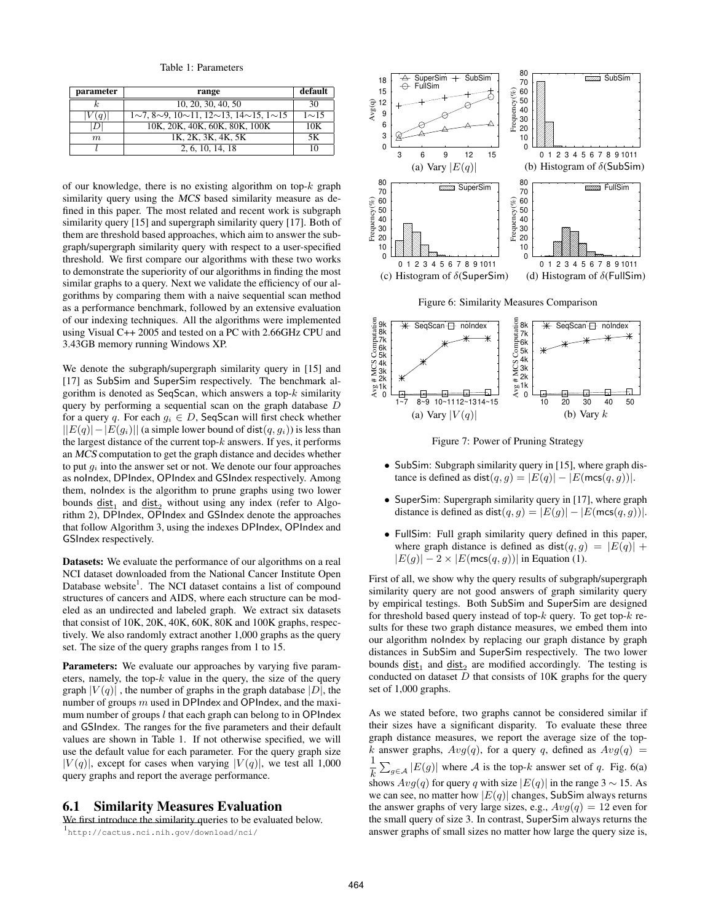Table 1: Parameters

| parameter | range | default |
|---|---|---|
| $k$ | 10, 20, 30, 40, 50 | 30 |
| $\|V(q)\|$ | 1∼7, 8∼9, 10∼11, 12∼13, 14∼15, 1∼15 | 1∼15 |
| $\|D\|$ | 10K, 20K, 40K, 60K, 80K, 100K | 10K |
| $m$ | 1K, 2K, 3K, 4K, 5K | 5K |
| $l$ | 2, 6, 10, 14, 18 | 10 |

of our knowledge, there is no existing algorithm on top-$k$ graph similarity query using the *MCS* based similarity measure as defined in this paper. The most related and recent work is subgraph similarity query [15] and supergraph similarity query [17]. Both of them are threshold based approaches, which aim to answer the subgraph/supergraph similarity query with respect to a user-specified threshold. We first compare our algorithms with these two works to demonstrate the superiority of our algorithms in finding the most similar graphs to a query. Next we validate the efficiency of our algorithms by comparing them with a naive sequential scan method as a performance benchmark, followed by an extensive evaluation of our indexing techniques. All the algorithms were implemented using Visual C++ 2005 and tested on a PC with 2.66GHz CPU and 3.43GB memory running Windows XP.

We denote the subgraph/supergraph similarity query in [15] and [17] as SubSim and SuperSim respectively. The benchmark algorithm is denoted as SeqScan, which answers a top-$k$ similarity query by performing a sequential scan on the graph database $D$ for a query $q$. For each $g_i \in D$, SeqScan will first check whether $||E(q)| - |E(g_i)||$ (a simple lower bound of $\mathsf{dist}(q, g_i)$) is less than the largest distance of the current top-$k$ answers. If yes, it performs an *MCS* computation to get the graph distance and decides whether to put $g_i$ into the answer set or not. We denote our four approaches as noIndex, DPIndex, OPIndex and GSIndex respectively. Among them, noIndex is the algorithm to prune graphs using two lower bounds $\underline{\mathsf{dist}}_1$ and $\underline{\mathsf{dist}}_2$ without using any index (refer to Algorithm 2), DPIndex, OPIndex and GSIndex denote the approaches that follow Algorithm 3, using the indexes DPIndex, OPIndex and GSIndex respectively.

**Datasets:** We evaluate the performance of our algorithms on a real NCI dataset downloaded from the National Cancer Institute Open Database website[1]. The NCI dataset contains a list of compound structures of cancers and AIDS, where each structure can be modeled as an undirected and labeled graph. We extract six datasets that consist of 10K, 20K, 40K, 60K, 80K and 100K graphs, respectively. We also randomly extract another 1,000 graphs as the query set. The size of the query graphs ranges from 1 to 15.

**Parameters:** We evaluate our approaches by varying five parameters, namely, the top-$k$ value in the query, the size of the query graph $|V(q)|$, the number of graphs in the graph database $|D|$, the number of groups $m$ used in DPIndex and OPIndex, and the maximum number of groups $l$ that each graph can belong to in OPIndex and GSIndex. The ranges for the five parameters and their default values are shown in Table 1. If not otherwise specified, we will use the default value for each parameter. For the query graph size $|V(q)|$, except for cases when varying $|V(q)|$, we test all 1,000 query graphs and report the average performance.

## 6.1 Similarity Measures Evaluation

We first introduce the similarity queries to be evaluated below.

[1] http://cactus.nci.nih.gov/download/nci/

Figure 6: Similarity Measures Comparison

(a) Vary $|E(q)|$ (b) Histogram of $\delta$(SubSim) (c) Histogram of $\delta$(SuperSim) (d) Histogram of $\delta$(FullSim)

Figure 7: Power of Pruning Strategy

(a) Vary $|V(q)|$ (b) Vary $k$

- SubSim: Subgraph similarity query in [15], where graph distance is defined as $\mathsf{dist}(q, g) = |E(q)| - |E(\mathsf{mcs}(q, g))|$.
- SuperSim: Supergraph similarity query in [17], where graph distance is defined as $\mathsf{dist}(q, g) = |E(g)| - |E(\mathsf{mcs}(q, g))|$.
- FullSim: Full graph similarity query defined in this paper, where graph distance is defined as $\mathsf{dist}(q, g) = |E(q)| + |E(g)| - 2 \times |E(\mathsf{mcs}(q, g))|$ in Equation (1).

First of all, we show why the query results of subgraph/supergraph similarity query are not good answers of graph similarity query by empirical testings. Both SubSim and SuperSim are designed for threshold based query instead of top-$k$ query. To get top-$k$ results for these two graph distance measures, we embed them into our algorithm noIndex by replacing our graph distance by graph distances in SubSim and SuperSim respectively. The two lower bounds $\underline{\mathsf{dist}}_1$ and $\underline{\mathsf{dist}}_2$ are modified accordingly. The testing is conducted on dataset $D$ that consists of 10K graphs for the query set of 1,000 graphs.

As we stated before, two graphs cannot be considered similar if their sizes have a significant disparity. To evaluate these three graph distance measures, we report the average size of the top-$k$ answer graphs, $Avg(q)$, for a query $q$, defined as $Avg(q) = \frac{1}{k}\sum_{g \in \mathcal{A}} |E(g)|$ where $\mathcal{A}$ is the top-$k$ answer set of $q$. Fig. 6(a) shows $Avg(q)$ for query $q$ with size $|E(q)|$ in the range $3 \sim 15$. As we can see, no matter how $|E(q)|$ changes, SubSim always returns the answer graphs of very large sizes, e.g., $Avg(q) = 12$ even for the small query of size 3. In contrast, SuperSim always returns the answer graphs of small sizes no matter how large the query size is,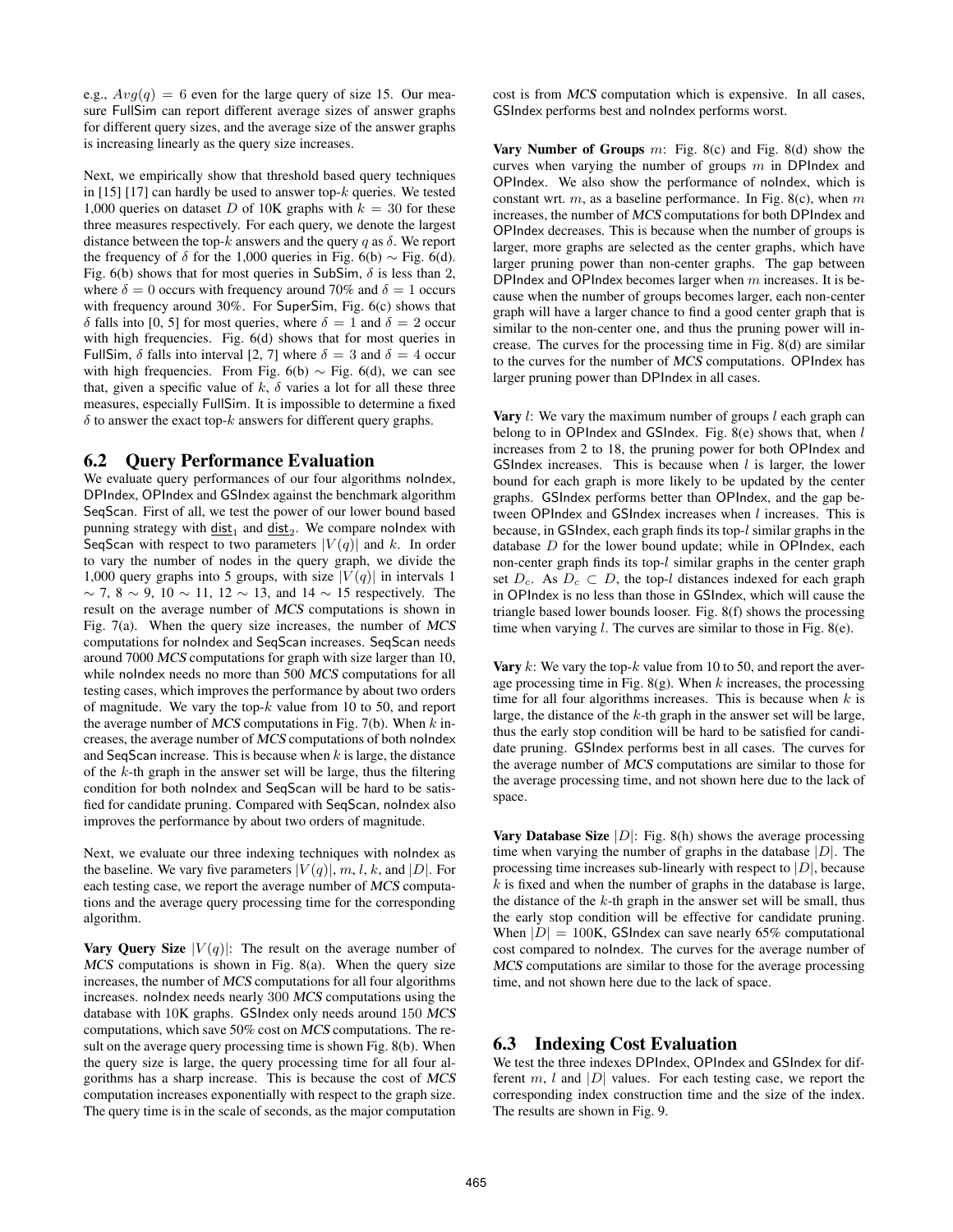e.g., $Avg(q) = 6$ even for the large query of size 15. Our measure FullSim can report different average sizes of answer graphs for different query sizes, and the average size of the answer graphs is increasing linearly as the query size increases.

Next, we empirically show that threshold based query techniques in [15] [17] can hardly be used to answer top-$k$ queries. We tested 1,000 queries on dataset $D$ of 10K graphs with $k = 30$ for these three measures respectively. For each query, we denote the largest distance between the top-$k$ answers and the query $q$ as $\delta$. We report the frequency of $\delta$ for the 1,000 queries in Fig. 6(b) $\sim$ Fig. 6(d). Fig. 6(b) shows that for most queries in SubSim, $\delta$ is less than 2, where $\delta = 0$ occurs with frequency around 70% and $\delta = 1$ occurs with frequency around 30%. For SuperSim, Fig. 6(c) shows that $\delta$ falls into [0, 5] for most queries, where $\delta = 1$ and $\delta = 2$ occur with high frequencies. Fig. 6(d) shows that for most queries in FullSim, $\delta$ falls into interval [2, 7] where $\delta = 3$ and $\delta = 4$ occur with high frequencies. From Fig. 6(b) $\sim$ Fig. 6(d), we can see that, given a specific value of $k$, $\delta$ varies a lot for all these three measures, especially FullSim. It is impossible to determine a fixed $\delta$ to answer the exact top-$k$ answers for different query graphs.

## 6.2 Query Performance Evaluation

We evaluate query performances of our four algorithms noIndex, DPIndex, OPIndex and GSIndex against the benchmark algorithm SeqScan. First of all, we test the power of our lower bound based punning strategy with $\underline{\mathsf{dist}}_1$ and $\underline{\mathsf{dist}}_2$. We compare noIndex with SeqScan with respect to two parameters $|V(q)|$ and $k$. In order to vary the number of nodes in the query graph, we divide the 1,000 query graphs into 5 groups, with size $|V(q)|$ in intervals 1 $\sim$ 7, 8 $\sim$ 9, 10 $\sim$ 11, 12 $\sim$ 13, and 14 $\sim$ 15 respectively. The result on the average number of *MCS* computations is shown in Fig. 7(a). When the query size increases, the number of *MCS* computations for noIndex and SeqScan increases. SeqScan needs around 7000 *MCS* computations for graph with size larger than 10, while noIndex needs no more than 500 *MCS* computations for all testing cases, which improves the performance by about two orders of magnitude. We vary the top-$k$ value from 10 to 50, and report the average number of *MCS* computations in Fig. 7(b). When $k$ increases, the average number of *MCS* computations of both noIndex and SeqScan increase. This is because when $k$ is large, the distance of the $k$-th graph in the answer set will be large, thus the filtering condition for both noIndex and SeqScan will be hard to be satisfied for candidate pruning. Compared with SeqScan, noIndex also improves the performance by about two orders of magnitude.

Next, we evaluate our three indexing techniques with noIndex as the baseline. We vary five parameters $|V(q)|$, $m$, $l$, $k$, and $|D|$. For each testing case, we report the average number of *MCS* computations and the average query processing time for the corresponding algorithm.

**Vary Query Size $|V(q)|$:** The result on the average number of *MCS* computations is shown in Fig. 8(a). When the query size increases, the number of *MCS* computations for all four algorithms increases. noIndex needs nearly 300 *MCS* computations using the database with 10K graphs. GSIndex only needs around 150 *MCS* computations, which save 50% cost on *MCS* computations. The result on the average query processing time is shown Fig. 8(b). When the query size is large, the query processing time for all four algorithms has a sharp increase. This is because the cost of *MCS* computation increases exponentially with respect to the graph size. The query time is in the scale of seconds, as the major computation cost is from *MCS* computation which is expensive. In all cases, GSIndex performs best and noIndex performs worst.

**Vary Number of Groups $m$:** Fig. 8(c) and Fig. 8(d) show the curves when varying the number of groups $m$ in DPIndex and OPIndex. We also show the performance of noIndex, which is constant wrt. $m$, as a baseline performance. In Fig. 8(c), when $m$ increases, the number of *MCS* computations for both DPIndex and OPIndex decreases. This is because when the number of groups is larger, more graphs are selected as the center graphs, which have larger pruning power than non-center graphs. The gap between DPIndex and OPIndex becomes larger when $m$ increases. It is because when the number of groups becomes larger, each non-center graph will have a larger chance to find a good center graph that is similar to the non-center one, and thus the pruning power will increase. The curves for the processing time in Fig. 8(d) are similar to the curves for the number of *MCS* computations. OPIndex has larger pruning power than DPIndex in all cases.

**Vary $l$:** We vary the maximum number of groups $l$ each graph can belong to in OPIndex and GSIndex. Fig. 8(e) shows that, when $l$ increases from 2 to 18, the pruning power for both OPIndex and GSIndex increases. This is because when $l$ is larger, the lower bound for each graph is more likely to be updated by the center graphs. GSIndex performs better than OPIndex, and the gap between OPIndex and GSIndex increases when $l$ increases. This is because, in GSIndex, each graph finds its top-$l$ similar graphs in the database $D$ for the lower bound update; while in OPIndex, each non-center graph finds its top-$l$ similar graphs in the center graph set $D_c$. As $D_c \subset D$, the top-$l$ distances indexed for each graph in OPIndex is no less than those in GSIndex, which will cause the triangle based lower bounds looser. Fig. 8(f) shows the processing time when varying $l$. The curves are similar to those in Fig. 8(e).

**Vary $k$:** We vary the top-$k$ value from 10 to 50, and report the average processing time in Fig. 8(g). When $k$ increases, the processing time for all four algorithms increases. This is because when $k$ is large, the distance of the $k$-th graph in the answer set will be large, thus the early stop condition will be hard to be satisfied for candidate pruning. GSIndex performs best in all cases. The curves for the average number of *MCS* computations are similar to those for the average processing time, and not shown here due to the lack of space.

**Vary Database Size $|D|$:** Fig. 8(h) shows the average processing time when varying the number of graphs in the database $|D|$. The processing time increases sub-linearly with respect to $|D|$, because $k$ is fixed and when the number of graphs in the database is large, the distance of the $k$-th graph in the answer set will be small, thus the early stop condition will be effective for candidate pruning. When $|D| = 100$K, GSIndex can save nearly 65% computational cost compared to noIndex. The curves for the average number of *MCS* computations are similar to those for the average processing time, and not shown here due to the lack of space.

## 6.3 Indexing Cost Evaluation

We test the three indexes DPIndex, OPIndex and GSIndex for different $m$, $l$ and $|D|$ values. For each testing case, we report the corresponding index construction time and the size of the index. The results are shown in Fig. 9.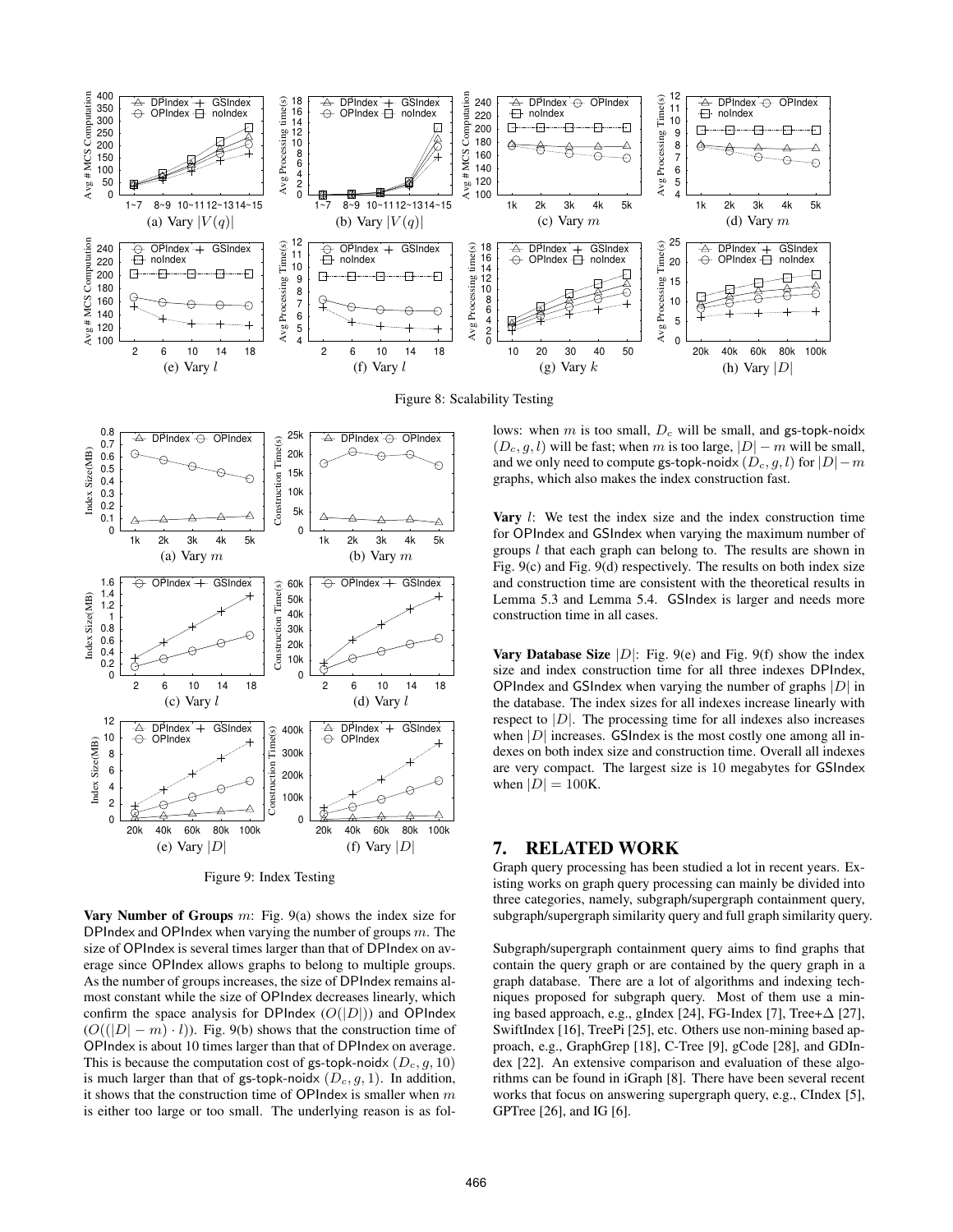Figure 8: Scalability Testing

Figure 9: Index Testing

**Vary Number of Groups** $m$: Fig. 9(a) shows the index size for DPIndex and OPIndex when varying the number of groups $m$. The size of OPIndex is several times larger than that of DPIndex on average since OPIndex allows graphs to belong to multiple groups. As the number of groups increases, the size of DPIndex remains almost constant while the size of OPIndex decreases linearly, which confirm the space analysis for DPIndex ($O(|D|)$) and OPIndex ($O((|D| - m) \cdot l)$). Fig. 9(b) shows that the construction time of OPIndex is about 10 times larger than that of DPIndex on average. This is because the computation cost of gs-topk-noidx $(D_c, g, 10)$ is much larger than that of gs-topk-noidx $(D_c, g, 1)$. In addition, it shows that the construction time of OPIndex is smaller when $m$ is either too large or too small. The underlying reason is as follows: when $m$ is too small, $D_c$ will be small, and gs-topk-noidx $(D_c, g, l)$ will be fast; when $m$ is too large, $|D| - m$ will be small, and we only need to compute gs-topk-noidx $(D_c, g, l)$ for $|D| - m$ graphs, which also makes the index construction fast.

**Vary** $l$: We test the index size and the index construction time for OPIndex and GSIndex when varying the maximum number of groups $l$ that each graph can belong to. The results are shown in Fig. 9(c) and Fig. 9(d) respectively. The results on both index size and construction time are consistent with the theoretical results in Lemma 5.3 and Lemma 5.4. GSIndex is larger and needs more construction time in all cases.

**Vary Database Size** $|D|$: Fig. 9(e) and Fig. 9(f) show the index size and index construction time for all three indexes DPIndex, OPIndex and GSIndex when varying the number of graphs $|D|$ in the database. The index sizes for all indexes increase linearly with respect to $|D|$. The processing time for all indexes also increases when $|D|$ increases. GSIndex is the most costly one among all indexes on both index size and construction time. Overall all indexes are very compact. The largest size is 10 megabytes for GSIndex when $|D| = 100$K.

## 7. RELATED WORK

Graph query processing has been studied a lot in recent years. Existing works on graph query processing can mainly be divided into three categories, namely, subgraph/supergraph containment query, subgraph/supergraph similarity query and full graph similarity query.

Subgraph/supergraph containment query aims to find graphs that contain the query graph or are contained by the query graph in a graph database. There are a lot of algorithms and indexing techniques proposed for subgraph query. Most of them use a mining based approach, e.g., gIndex [24], FG-Index [7], Tree+Δ [27], SwiftIndex [16], TreePi [25], etc. Others use non-mining based approach, e.g., GraphGrep [18], C-Tree [9], gCode [28], and GDIndex [22]. An extensive comparison and evaluation of these algorithms can be found in iGraph [8]. There have been several recent works that focus on answering supergraph query, e.g., CIndex [5], GPTree [26], and IG [6].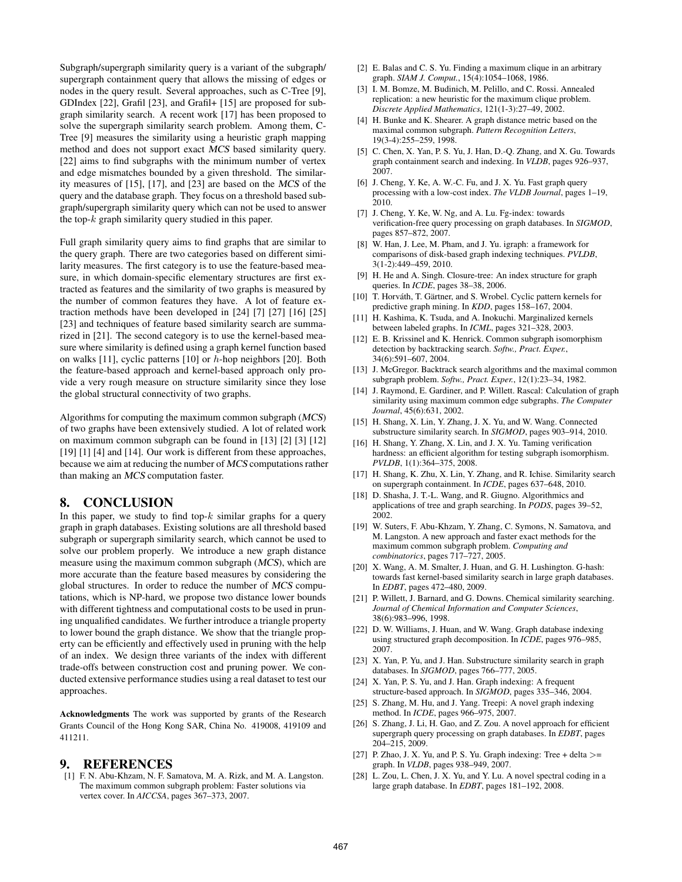Subgraph/supergraph similarity query is a variant of the subgraph/ supergraph containment query that allows the missing of edges or nodes in the query result. Several approaches, such as C-Tree [9], GDIndex [22], Grafil [23], and Grafil+ [15] are proposed for subgraph similarity search. A recent work [17] has been proposed to solve the supergraph similarity search problem. Among them, C-Tree [9] measures the similarity using a heuristic graph mapping method and does not support exact *MCS* based similarity query. [22] aims to find subgraphs with the minimum number of vertex and edge mismatches bounded by a given threshold. The similarity measures of [15], [17], and [23] are based on the *MCS* of the query and the database graph. They focus on a threshold based subgraph/supergraph similarity query which can not be used to answer the top-$k$ graph similarity query studied in this paper.

Full graph similarity query aims to find graphs that are similar to the query graph. There are two categories based on different similarity measures. The first category is to use the feature-based measure, in which domain-specific elementary structures are first extracted as features and the similarity of two graphs is measured by the number of common features they have. A lot of feature extraction methods have been developed in [24] [7] [27] [16] [25] [23] and techniques of feature based similarity search are summarized in [21]. The second category is to use the kernel-based measure where similarity is defined using a graph kernel function based on walks [11], cyclic patterns [10] or $h$-hop neighbors [20]. Both the feature-based approach and kernel-based approach only provide a very rough measure on structure similarity since they lose the global structural connectivity of two graphs.

Algorithms for computing the maximum common subgraph (*MCS*) of two graphs have been extensively studied. A lot of related work on maximum common subgraph can be found in [13] [2] [3] [12] [19] [1] [4] and [14]. Our work is different from these approaches, because we aim at reducing the number of *MCS* computations rather than making an *MCS* computation faster.

## 8. CONCLUSION

In this paper, we study to find top-$k$ similar graphs for a query graph in graph databases. Existing solutions are all threshold based subgraph or supergraph similarity search, which cannot be used to solve our problem properly. We introduce a new graph distance measure using the maximum common subgraph (*MCS*), which are more accurate than the feature based measures by considering the global structures. In order to reduce the number of *MCS* computations, which is NP-hard, we propose two distance lower bounds with different tightness and computational costs to be used in pruning unqualified candidates. We further introduce a triangle property to lower bound the graph distance. We show that the triangle property can be efficiently and effectively used in pruning with the help of an index. We design three variants of the index with different trade-offs between construction cost and pruning power. We conducted extensive performance studies using a real dataset to test our approaches.

**Acknowledgments** The work was supported by grants of the Research Grants Council of the Hong Kong SAR, China No. 419008, 419109 and 411211.

## 9. REFERENCES

[1] F. N. Abu-Khzam, N. F. Samatova, M. A. Rizk, and M. A. Langston. The maximum common subgraph problem: Faster solutions via vertex cover. In *AICCSA*, pages 367–373, 2007.

[2] E. Balas and C. S. Yu. Finding a maximum clique in an arbitrary graph. *SIAM J. Comput.*, 15(4):1054–1068, 1986.

[3] I. M. Bomze, M. Budinich, M. Pelillo, and C. Rossi. Annealed replication: a new heuristic for the maximum clique problem. *Discrete Applied Mathematics*, 121(1-3):27–49, 2002.

[4] H. Bunke and K. Shearer. A graph distance metric based on the maximal common subgraph. *Pattern Recognition Letters*, 19(3-4):255–259, 1998.

[5] C. Chen, X. Yan, P. S. Yu, J. Han, D.-Q. Zhang, and X. Gu. Towards graph containment search and indexing. In *VLDB*, pages 926–937, 2007.

[6] J. Cheng, Y. Ke, A. W.-C. Fu, and J. X. Yu. Fast graph query processing with a low-cost index. *The VLDB Journal*, pages 1–19, 2010.

[7] J. Cheng, Y. Ke, W. Ng, and A. Lu. Fg-index: towards verification-free query processing on graph databases. In *SIGMOD*, pages 857–872, 2007.

[8] W. Han, J. Lee, M. Pham, and J. Yu. igraph: a framework for comparisons of disk-based graph indexing techniques. *PVLDB*, 3(1-2):449–459, 2010.

[9] H. He and A. Singh. Closure-tree: An index structure for graph queries. In *ICDE*, pages 38–38, 2006.

[10] T. Horváth, T. Gärtner, and S. Wrobel. Cyclic pattern kernels for predictive graph mining. In *KDD*, pages 158–167, 2004.

[11] H. Kashima, K. Tsuda, and A. Inokuchi. Marginalized kernels between labeled graphs. In *ICML*, pages 321–328, 2003.

[12] E. B. Krissinel and K. Henrick. Common subgraph isomorphism detection by backtracking search. *Softw., Pract. Exper.*, 34(6):591–607, 2004.

[13] J. McGregor. Backtrack search algorithms and the maximal common subgraph problem. *Softw., Pract. Exper.*, 12(1):23–34, 1982.

[14] J. Raymond, E. Gardiner, and P. Willett. Rascal: Calculation of graph similarity using maximum common edge subgraphs. *The Computer Journal*, 45(6):631, 2002.

[15] H. Shang, X. Lin, Y. Zhang, J. X. Yu, and W. Wang. Connected substructure similarity search. In *SIGMOD*, pages 903–914, 2010.

[16] H. Shang, Y. Zhang, X. Lin, and J. X. Yu. Taming verification hardness: an efficient algorithm for testing subgraph isomorphism. *PVLDB*, 1(1):364–375, 2008.

[17] H. Shang, K. Zhu, X. Lin, Y. Zhang, and R. Ichise. Similarity search on supergraph containment. In *ICDE*, pages 637–648, 2010.

[18] D. Shasha, J. T.-L. Wang, and R. Giugno. Algorithmics and applications of tree and graph searching. In *PODS*, pages 39–52, 2002.

[19] W. Suters, F. Abu-Khzam, Y. Zhang, C. Symons, N. Samatova, and M. Langston. A new approach and faster exact methods for the maximum common subgraph problem. *Computing and combinatorics*, pages 717–727, 2005.

[20] X. Wang, A. M. Smalter, J. Huan, and G. H. Lushington. G-hash: towards fast kernel-based similarity search in large graph databases. In *EDBT*, pages 472–480, 2009.

[21] P. Willett, J. Barnard, and G. Downs. Chemical similarity searching. *Journal of Chemical Information and Computer Sciences*, 38(6):983–996, 1998.

[22] D. W. Williams, J. Huan, and W. Wang. Graph database indexing using structured graph decomposition. In *ICDE*, pages 976–985, 2007.

[23] X. Yan, P. Yu, and J. Han. Substructure similarity search in graph databases. In *SIGMOD*, pages 766–777, 2005.

[24] X. Yan, P. S. Yu, and J. Han. Graph indexing: A frequent structure-based approach. In *SIGMOD*, pages 335–346, 2004.

[25] S. Zhang, M. Hu, and J. Yang. Treepi: A novel graph indexing method. In *ICDE*, pages 966–975, 2007.

[26] S. Zhang, J. Li, H. Gao, and Z. Zou. A novel approach for efficient supergraph query processing on graph databases. In *EDBT*, pages 204–215, 2009.

[27] P. Zhao, J. X. Yu, and P. S. Yu. Graph indexing: Tree + delta >= graph. In *VLDB*, pages 938–949, 2007.

[28] L. Zou, L. Chen, J. X. Yu, and Y. Lu. A novel spectral coding in a large graph database. In *EDBT*, pages 181–192, 2008.